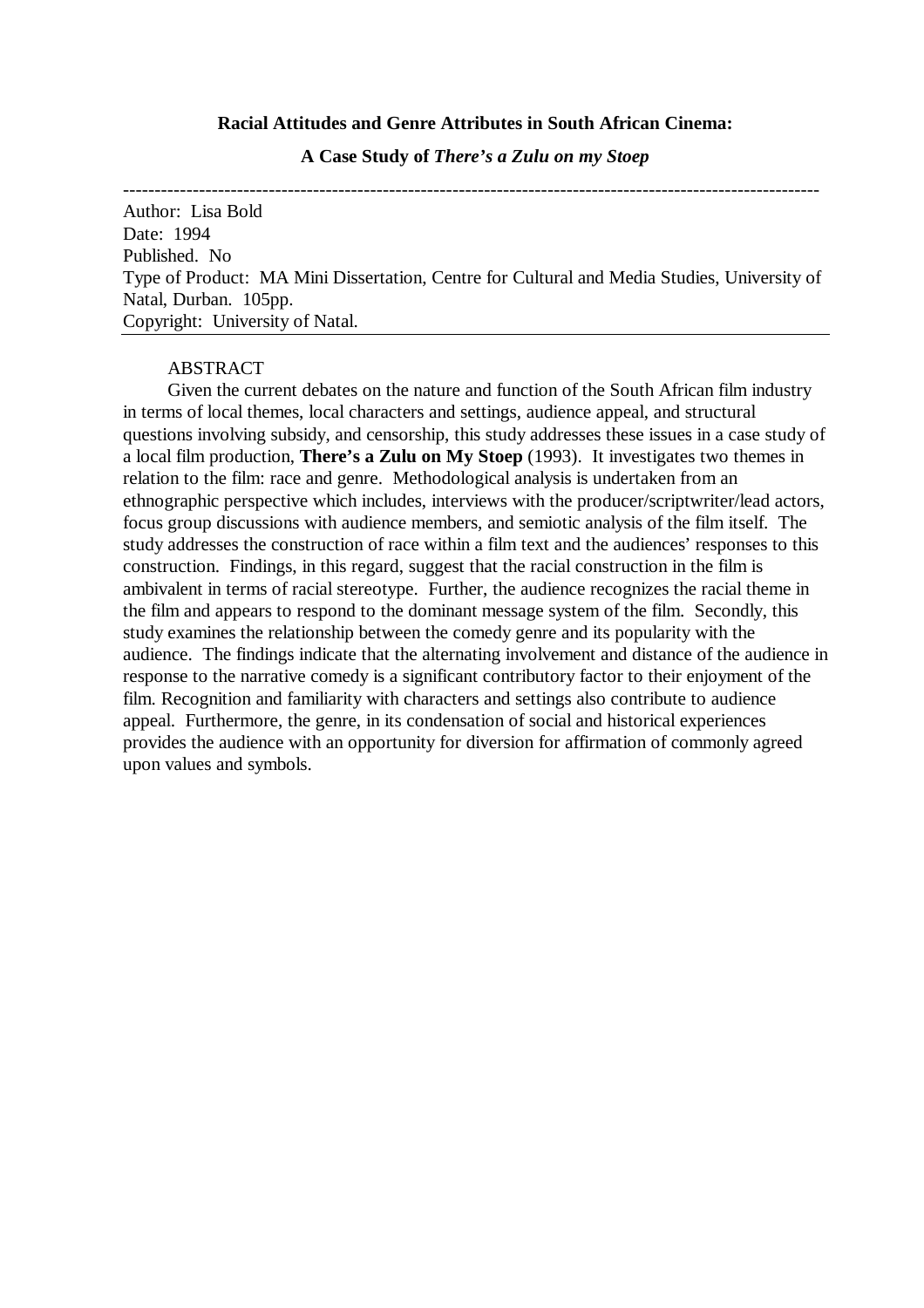**Racial Attitudes and Genre Attributes in South African Cinema:**

**A Case Study of *There's a Zulu on my Stoep***

---

Author: Lisa Bold
Date: 1994
Published. No
Type of Product: MA Mini Dissertation, Centre for Cultural and Media Studies, University of Natal, Durban. 105pp.
Copyright: University of Natal.

---

ABSTRACT

Given the current debates on the nature and function of the South African film industry in terms of local themes, local characters and settings, audience appeal, and structural questions involving subsidy, and censorship, this study addresses these issues in a case study of a local film production, **There's a Zulu on My Stoep** (1993). It investigates two themes in relation to the film: race and genre. Methodological analysis is undertaken from an ethnographic perspective which includes, interviews with the producer/scriptwriter/lead actors, focus group discussions with audience members, and semiotic analysis of the film itself. The study addresses the construction of race within a film text and the audiences' responses to this construction. Findings, in this regard, suggest that the racial construction in the film is ambivalent in terms of racial stereotype. Further, the audience recognizes the racial theme in the film and appears to respond to the dominant message system of the film. Secondly, this study examines the relationship between the comedy genre and its popularity with the audience. The findings indicate that the alternating involvement and distance of the audience in response to the narrative comedy is a significant contributory factor to their enjoyment of the film. Recognition and familiarity with characters and settings also contribute to audience appeal. Furthermore, the genre, in its condensation of social and historical experiences provides the audience with an opportunity for diversion for affirmation of commonly agreed upon values and symbols.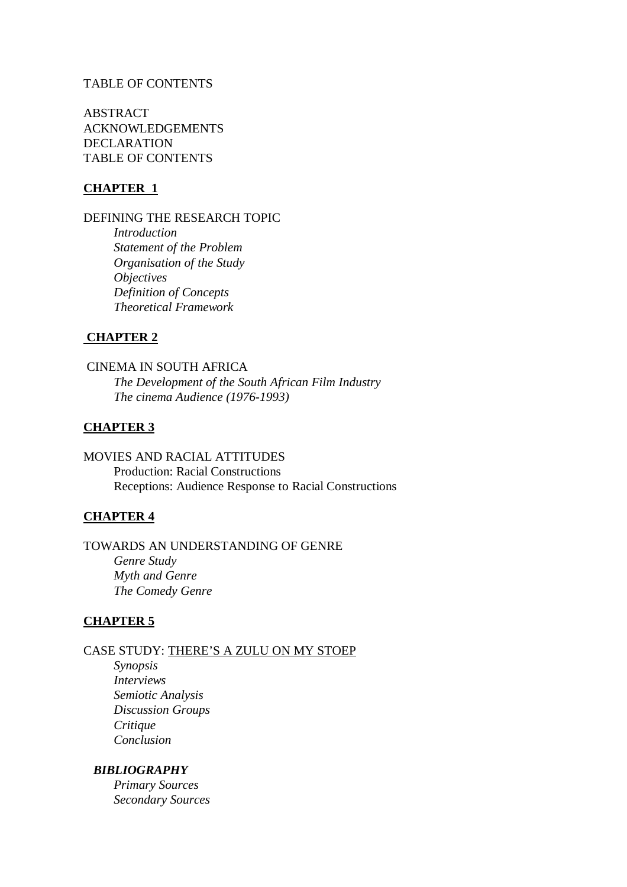TABLE OF CONTENTS

ABSTRACT
ACKNOWLEDGEMENTS
DECLARATION
TABLE OF CONTENTS

**CHAPTER 1**

DEFINING THE RESEARCH TOPIC

- *Introduction*
- *Statement of the Problem*
- *Organisation of the Study*
- *Objectives*
- *Definition of Concepts*
- *Theoretical Framework*

**CHAPTER 2**

CINEMA IN SOUTH AFRICA

- *The Development of the South African Film Industry*
- *The cinema Audience (1976-1993)*

**CHAPTER 3**

MOVIES AND RACIAL ATTITUDES

- Production: Racial Constructions
- Receptions: Audience Response to Racial Constructions

**CHAPTER 4**

TOWARDS AN UNDERSTANDING OF GENRE

- *Genre Study*
- *Myth and Genre*
- *The Comedy Genre*

**CHAPTER 5**

CASE STUDY: THERE'S A ZULU ON MY STOEP

- *Synopsis*
- *Interviews*
- *Semiotic Analysis*
- *Discussion Groups*
- *Critique*
- *Conclusion*

***BIBLIOGRAPHY***

- *Primary Sources*
- *Secondary Sources*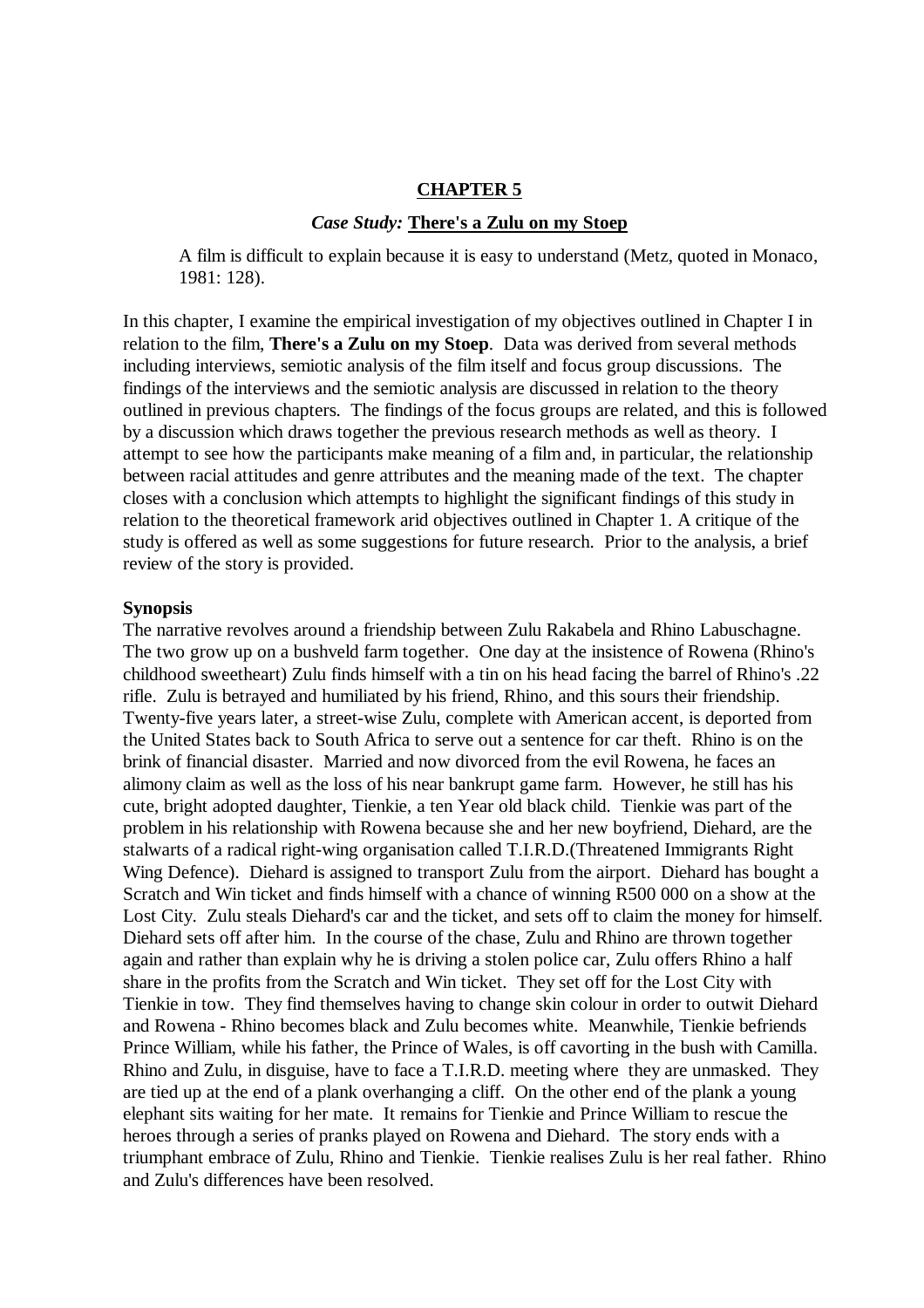## CHAPTER 5

### *Case Study:* There's a Zulu on my Stoep

> A film is difficult to explain because it is easy to understand (Metz, quoted in Monaco, 1981: 128).

In this chapter, I examine the empirical investigation of my objectives outlined in Chapter I in relation to the film, **There's a Zulu on my Stoep**. Data was derived from several methods including interviews, semiotic analysis of the film itself and focus group discussions. The findings of the interviews and the semiotic analysis are discussed in relation to the theory outlined in previous chapters. The findings of the focus groups are related, and this is followed by a discussion which draws together the previous research methods as well as theory. I attempt to see how the participants make meaning of a film and, in particular, the relationship between racial attitudes and genre attributes and the meaning made of the text. The chapter closes with a conclusion which attempts to highlight the significant findings of this study in relation to the theoretical framework arid objectives outlined in Chapter 1. A critique of the study is offered as well as some suggestions for future research. Prior to the analysis, a brief review of the story is provided.

**Synopsis**

The narrative revolves around a friendship between Zulu Rakabela and Rhino Labuschagne. The two grow up on a bushveld farm together. One day at the insistence of Rowena (Rhino's childhood sweetheart) Zulu finds himself with a tin on his head facing the barrel of Rhino's .22 rifle. Zulu is betrayed and humiliated by his friend, Rhino, and this sours their friendship. Twenty-five years later, a street-wise Zulu, complete with American accent, is deported from the United States back to South Africa to serve out a sentence for car theft. Rhino is on the brink of financial disaster. Married and now divorced from the evil Rowena, he faces an alimony claim as well as the loss of his near bankrupt game farm. However, he still has his cute, bright adopted daughter, Tienkie, a ten Year old black child. Tienkie was part of the problem in his relationship with Rowena because she and her new boyfriend, Diehard, are the stalwarts of a radical right-wing organisation called T.I.R.D.(Threatened Immigrants Right Wing Defence). Diehard is assigned to transport Zulu from the airport. Diehard has bought a Scratch and Win ticket and finds himself with a chance of winning R500 000 on a show at the Lost City. Zulu steals Diehard's car and the ticket, and sets off to claim the money for himself. Diehard sets off after him. In the course of the chase, Zulu and Rhino are thrown together again and rather than explain why he is driving a stolen police car, Zulu offers Rhino a half share in the profits from the Scratch and Win ticket. They set off for the Lost City with Tienkie in tow. They find themselves having to change skin colour in order to outwit Diehard and Rowena - Rhino becomes black and Zulu becomes white. Meanwhile, Tienkie befriends Prince William, while his father, the Prince of Wales, is off cavorting in the bush with Camilla. Rhino and Zulu, in disguise, have to face a T.I.R.D. meeting where they are unmasked. They are tied up at the end of a plank overhanging a cliff. On the other end of the plank a young elephant sits waiting for her mate. It remains for Tienkie and Prince William to rescue the heroes through a series of pranks played on Rowena and Diehard. The story ends with a triumphant embrace of Zulu, Rhino and Tienkie. Tienkie realises Zulu is her real father. Rhino and Zulu's differences have been resolved.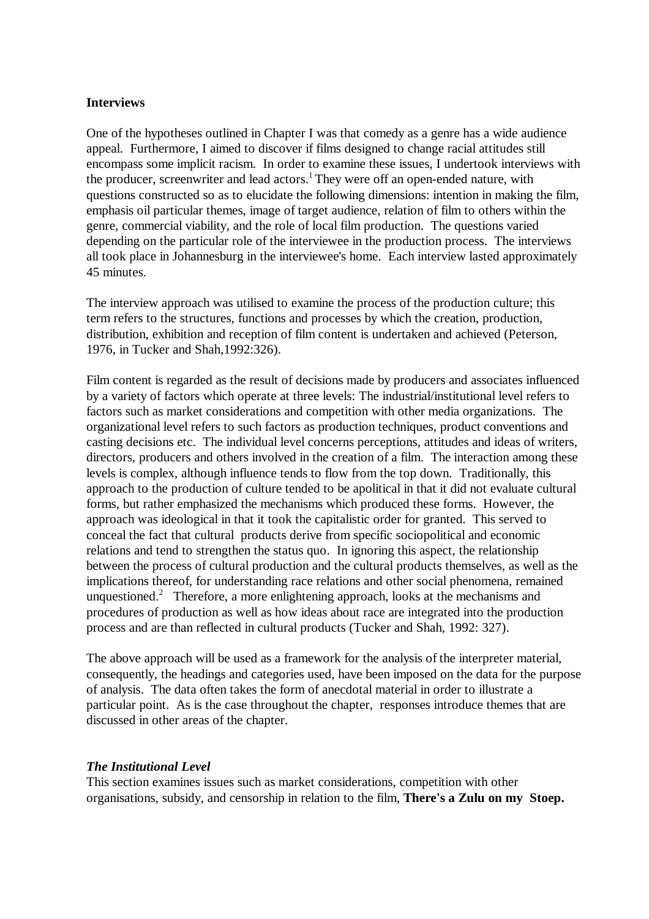**Interviews**

One of the hypotheses outlined in Chapter I was that comedy as a genre has a wide audience appeal. Furthermore, I aimed to discover if films designed to change racial attitudes still encompass some implicit racism. In order to examine these issues, I undertook interviews with the producer, screenwriter and lead actors.[1] They were off an open-ended nature, with questions constructed so as to elucidate the following dimensions: intention in making the film, emphasis oil particular themes, image of target audience, relation of film to others within the genre, commercial viability, and the role of local film production. The questions varied depending on the particular role of the interviewee in the production process. The interviews all took place in Johannesburg in the interviewee's home. Each interview lasted approximately 45 minutes.

The interview approach was utilised to examine the process of the production culture; this term refers to the structures, functions and processes by which the creation, production, distribution, exhibition and reception of film content is undertaken and achieved (Peterson, 1976, in Tucker and Shah,1992:326).

Film content is regarded as the result of decisions made by producers and associates influenced by a variety of factors which operate at three levels: The industrial/institutional level refers to factors such as market considerations and competition with other media organizations. The organizational level refers to such factors as production techniques, product conventions and casting decisions etc. The individual level concerns perceptions, attitudes and ideas of writers, directors, producers and others involved in the creation of a film. The interaction among these levels is complex, although influence tends to flow from the top down. Traditionally, this approach to the production of culture tended to be apolitical in that it did not evaluate cultural forms, but rather emphasized the mechanisms which produced these forms. However, the approach was ideological in that it took the capitalistic order for granted. This served to conceal the fact that cultural products derive from specific sociopolitical and economic relations and tend to strengthen the status quo. In ignoring this aspect, the relationship between the process of cultural production and the cultural products themselves, as well as the implications thereof, for understanding race relations and other social phenomena, remained unquestioned.[2] Therefore, a more enlightening approach, looks at the mechanisms and procedures of production as well as how ideas about race are integrated into the production process and are than reflected in cultural products (Tucker and Shah, 1992: 327).

The above approach will be used as a framework for the analysis of the interpreter material, consequently, the headings and categories used, have been imposed on the data for the purpose of analysis. The data often takes the form of anecdotal material in order to illustrate a particular point. As is the case throughout the chapter, responses introduce themes that are discussed in other areas of the chapter.

***The Institutional Level***

This section examines issues such as market considerations, competition with other organisations, subsidy, and censorship in relation to the film, **There's a Zulu on my Stoep.**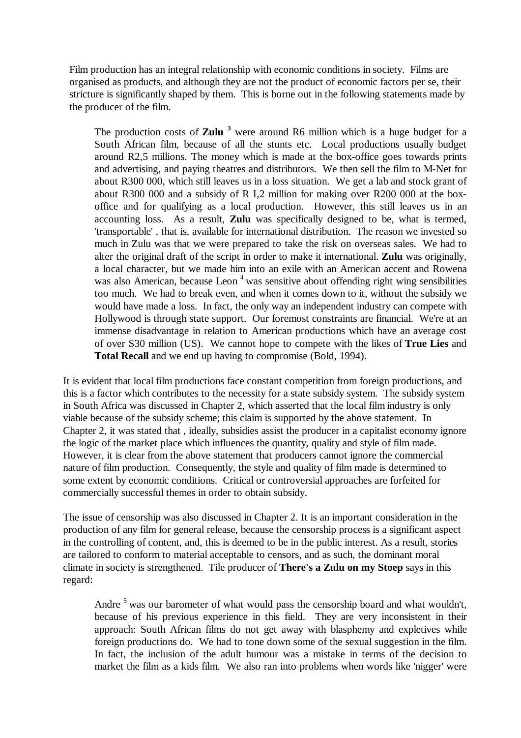Film production has an integral relationship with economic conditions in society. Films are organised as products, and although they are not the product of economic factors per se, their stricture is significantly shaped by them. This is borne out in the following statements made by the producer of the film.

> The production costs of **Zulu** [3] were around R6 million which is a huge budget for a South African film, because of all the stunts etc. Local productions usually budget around R2,5 millions. The money which is made at the box-office goes towards prints and advertising, and paying theatres and distributors. We then sell the film to M-Net for about R300 000, which still leaves us in a loss situation. We get a lab and stock grant of about R300 000 and a subsidy of R I,2 million for making over R200 000 at the box-office and for qualifying as a local production. However, this still leaves us in an accounting loss. As a result, **Zulu** was specifically designed to be, what is termed, 'transportable' , that is, available for international distribution. The reason we invested so much in Zulu was that we were prepared to take the risk on overseas sales. We had to alter the original draft of the script in order to make it international. **Zulu** was originally, a local character, but we made him into an exile with an American accent and Rowena was also American, because Leon [4] was sensitive about offending right wing sensibilities too much. We had to break even, and when it comes down to it, without the subsidy we would have made a loss. In fact, the only way an independent industry can compete with Hollywood is through state support. Our foremost constraints are financial. We're at an immense disadvantage in relation to American productions which have an average cost of over S30 million (US). We cannot hope to compete with the likes of **True Lies** and **Total Recall** and we end up having to compromise (Bold, 1994).

It is evident that local film productions face constant competition from foreign productions, and this is a factor which contributes to the necessity for a state subsidy system. The subsidy system in South Africa was discussed in Chapter 2, which asserted that the local film industry is only viable because of the subsidy scheme; this claim is supported by the above statement. In Chapter 2, it was stated that , ideally, subsidies assist the producer in a capitalist economy ignore the logic of the market place which influences the quantity, quality and style of film made. However, it is clear from the above statement that producers cannot ignore the commercial nature of film production. Consequently, the style and quality of film made is determined to some extent by economic conditions. Critical or controversial approaches are forfeited for commercially successful themes in order to obtain subsidy.

The issue of censorship was also discussed in Chapter 2. It is an important consideration in the production of any film for general release, because the censorship process is a significant aspect in the controlling of content, and, this is deemed to be in the public interest. As a result, stories are tailored to conform to material acceptable to censors, and as such, the dominant moral climate in society is strengthened. Tile producer of **There's a Zulu on my Stoep** says in this regard:

> Andre [5] was our barometer of what would pass the censorship board and what wouldn't, because of his previous experience in this field. They are very inconsistent in their approach: South African films do not get away with blasphemy and expletives while foreign productions do. We had to tone down some of the sexual suggestion in the film. In fact, the inclusion of the adult humour was a mistake in terms of the decision to market the film as a kids film. We also ran into problems when words like 'nigger' were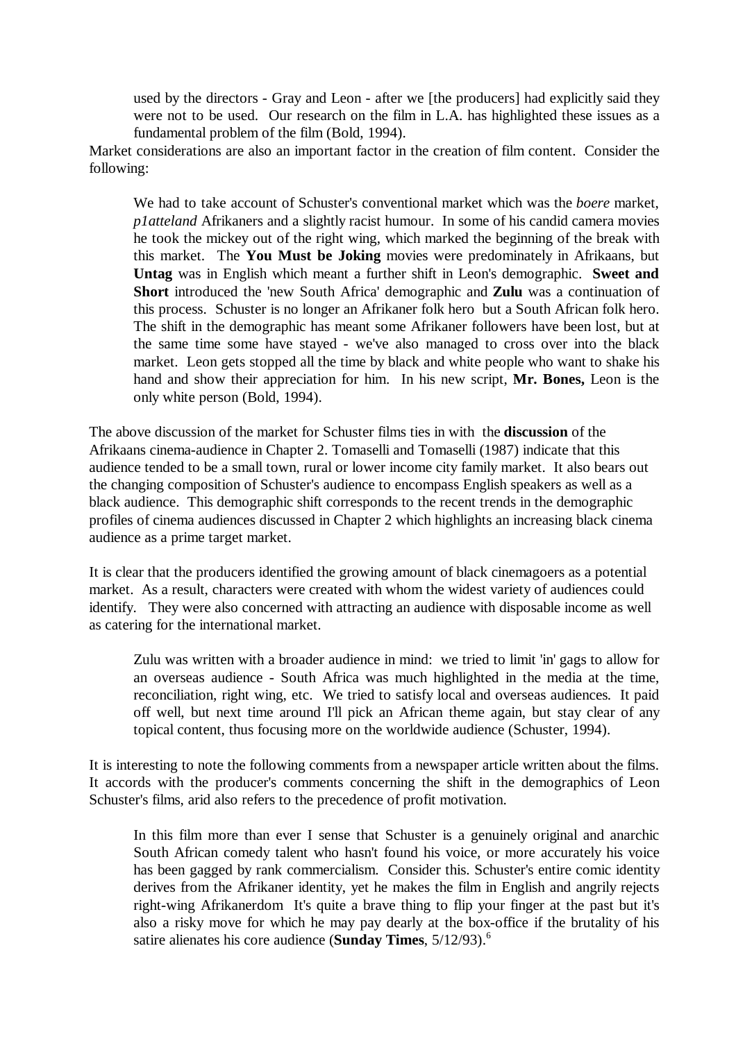> used by the directors - Gray and Leon - after we [the producers] had explicitly said they were not to be used. Our research on the film in L.A. has highlighted these issues as a fundamental problem of the film (Bold, 1994).

Market considerations are also an important factor in the creation of film content. Consider the following:

> We had to take account of Schuster's conventional market which was the *boere* market, *p1atteland* Afrikaners and a slightly racist humour. In some of his candid camera movies he took the mickey out of the right wing, which marked the beginning of the break with this market. The **You Must be Joking** movies were predominately in Afrikaans, but **Untag** was in English which meant a further shift in Leon's demographic. **Sweet and Short** introduced the 'new South Africa' demographic and **Zulu** was a continuation of this process. Schuster is no longer an Afrikaner folk hero but a South African folk hero. The shift in the demographic has meant some Afrikaner followers have been lost, but at the same time some have stayed - we've also managed to cross over into the black market. Leon gets stopped all the time by black and white people who want to shake his hand and show their appreciation for him. In his new script, **Mr. Bones,** Leon is the only white person (Bold, 1994).

The above discussion of the market for Schuster films ties in with the **discussion** of the Afrikaans cinema-audience in Chapter 2. Tomaselli and Tomaselli (1987) indicate that this audience tended to be a small town, rural or lower income city family market. It also bears out the changing composition of Schuster's audience to encompass English speakers as well as a black audience. This demographic shift corresponds to the recent trends in the demographic profiles of cinema audiences discussed in Chapter 2 which highlights an increasing black cinema audience as a prime target market.

It is clear that the producers identified the growing amount of black cinemagoers as a potential market. As a result, characters were created with whom the widest variety of audiences could identify. They were also concerned with attracting an audience with disposable income as well as catering for the international market.

> Zulu was written with a broader audience in mind: we tried to limit 'in' gags to allow for an overseas audience - South Africa was much highlighted in the media at the time, reconciliation, right wing, etc. We tried to satisfy local and overseas audiences. It paid off well, but next time around I'll pick an African theme again, but stay clear of any topical content, thus focusing more on the worldwide audience (Schuster, 1994).

It is interesting to note the following comments from a newspaper article written about the films. It accords with the producer's comments concerning the shift in the demographics of Leon Schuster's films, arid also refers to the precedence of profit motivation.

> In this film more than ever I sense that Schuster is a genuinely original and anarchic South African comedy talent who hasn't found his voice, or more accurately his voice has been gagged by rank commercialism. Consider this. Schuster's entire comic identity derives from the Afrikaner identity, yet he makes the film in English and angrily rejects right-wing Afrikanerdom It's quite a brave thing to flip your finger at the past but it's also a risky move for which he may pay dearly at the box-office if the brutality of his satire alienates his core audience (**Sunday Times**, 5/12/93).[6]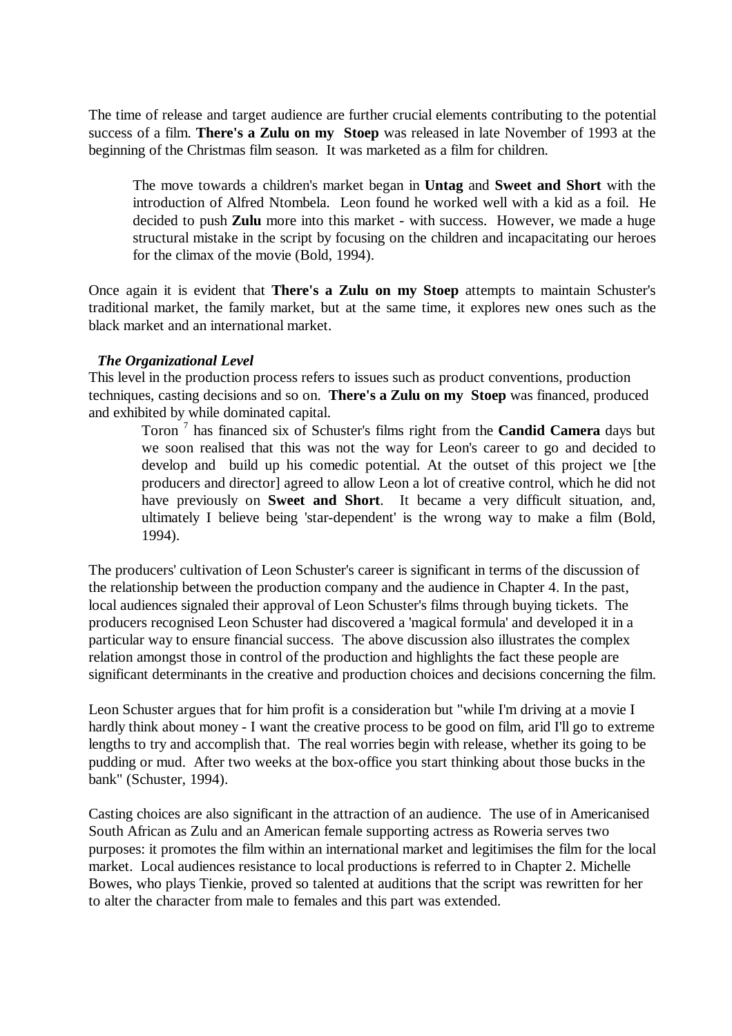The time of release and target audience are further crucial elements contributing to the potential success of a film. **There's a Zulu on my Stoep** was released in late November of 1993 at the beginning of the Christmas film season. It was marketed as a film for children.

> The move towards a children's market began in **Untag** and **Sweet and Short** with the introduction of Alfred Ntombela. Leon found he worked well with a kid as a foil. He decided to push **Zulu** more into this market - with success. However, we made a huge structural mistake in the script by focusing on the children and incapacitating our heroes for the climax of the movie (Bold, 1994).

Once again it is evident that **There's a Zulu on my Stoep** attempts to maintain Schuster's traditional market, the family market, but at the same time, it explores new ones such as the black market and an international market.

***The Organizational Level***

This level in the production process refers to issues such as product conventions, production techniques, casting decisions and so on. **There's a Zulu on my Stoep** was financed, produced and exhibited by while dominated capital.

> Toron [7] has financed six of Schuster's films right from the **Candid Camera** days but we soon realised that this was not the way for Leon's career to go and decided to develop and build up his comedic potential. At the outset of this project we [the producers and director] agreed to allow Leon a lot of creative control, which he did not have previously on **Sweet and Short**. It became a very difficult situation, and, ultimately I believe being 'star-dependent' is the wrong way to make a film (Bold, 1994).

The producers' cultivation of Leon Schuster's career is significant in terms of the discussion of the relationship between the production company and the audience in Chapter 4. In the past, local audiences signaled their approval of Leon Schuster's films through buying tickets. The producers recognised Leon Schuster had discovered a 'magical formula' and developed it in a particular way to ensure financial success. The above discussion also illustrates the complex relation amongst those in control of the production and highlights the fact these people are significant determinants in the creative and production choices and decisions concerning the film.

Leon Schuster argues that for him profit is a consideration but "while I'm driving at a movie I hardly think about money - I want the creative process to be good on film, arid I'll go to extreme lengths to try and accomplish that. The real worries begin with release, whether its going to be pudding or mud. After two weeks at the box-office you start thinking about those bucks in the bank" (Schuster, 1994).

Casting choices are also significant in the attraction of an audience. The use of in Americanised South African as Zulu and an American female supporting actress as Roweria serves two purposes: it promotes the film within an international market and legitimises the film for the local market. Local audiences resistance to local productions is referred to in Chapter 2. Michelle Bowes, who plays Tienkie, proved so talented at auditions that the script was rewritten for her to alter the character from male to females and this part was extended.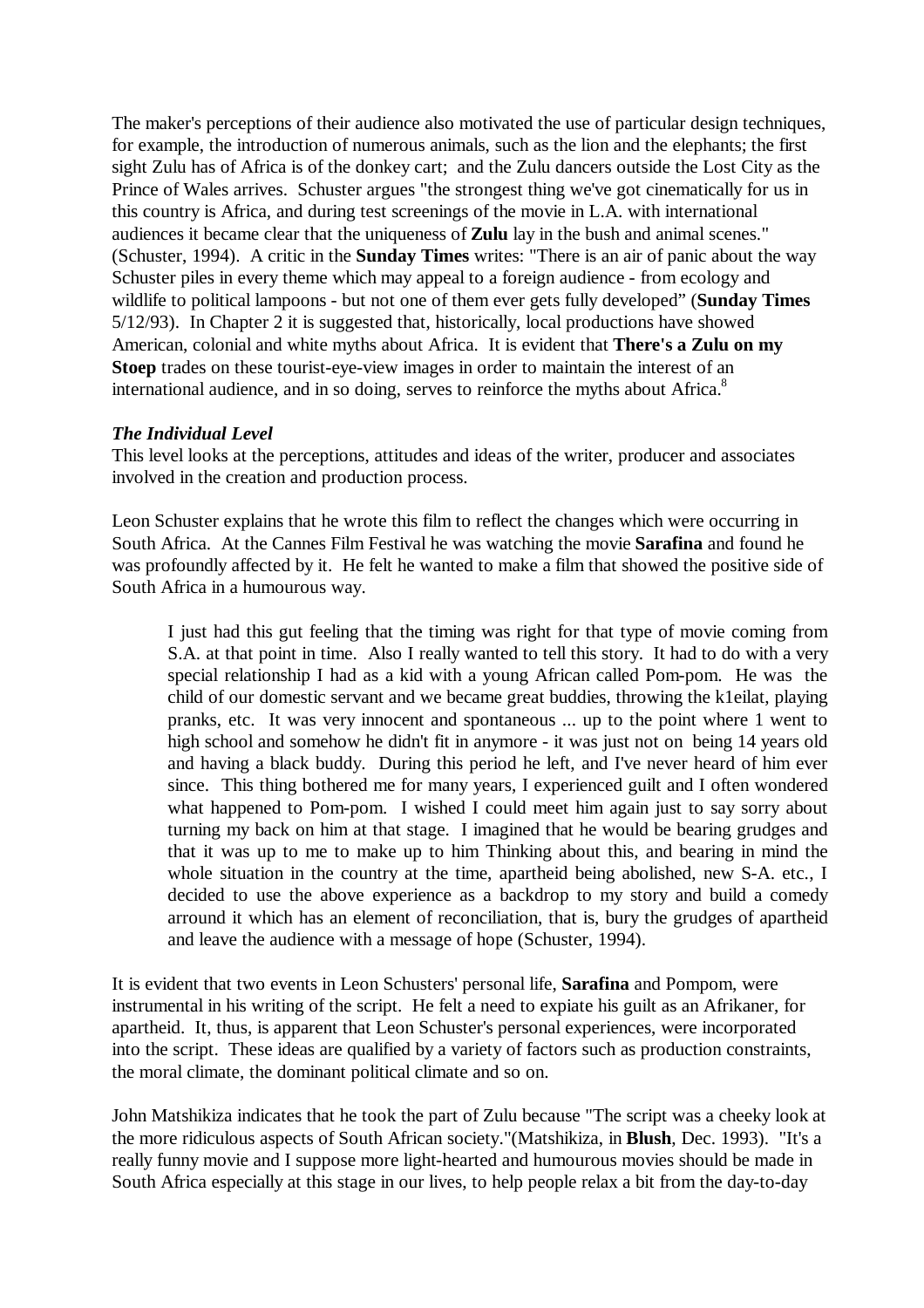The maker's perceptions of their audience also motivated the use of particular design techniques, for example, the introduction of numerous animals, such as the lion and the elephants; the first sight Zulu has of Africa is of the donkey cart; and the Zulu dancers outside the Lost City as the Prince of Wales arrives. Schuster argues "the strongest thing we've got cinematically for us in this country is Africa, and during test screenings of the movie in L.A. with international audiences it became clear that the uniqueness of **Zulu** lay in the bush and animal scenes." (Schuster, 1994). A critic in the **Sunday Times** writes: "There is an air of panic about the way Schuster piles in every theme which may appeal to a foreign audience - from ecology and wildlife to political lampoons - but not one of them ever gets fully developed" (**Sunday Times** 5/12/93). In Chapter 2 it is suggested that, historically, local productions have showed American, colonial and white myths about Africa. It is evident that **There's a Zulu on my Stoep** trades on these tourist-eye-view images in order to maintain the interest of an international audience, and in so doing, serves to reinforce the myths about Africa.[8]

***The Individual Level***

This level looks at the perceptions, attitudes and ideas of the writer, producer and associates involved in the creation and production process.

Leon Schuster explains that he wrote this film to reflect the changes which were occurring in South Africa. At the Cannes Film Festival he was watching the movie **Sarafina** and found he was profoundly affected by it. He felt he wanted to make a film that showed the positive side of South Africa in a humourous way.

> I just had this gut feeling that the timing was right for that type of movie coming from S.A. at that point in time. Also I really wanted to tell this story. It had to do with a very special relationship I had as a kid with a young African called Pom-pom. He was the child of our domestic servant and we became great buddies, throwing the k1eilat, playing pranks, etc. It was very innocent and spontaneous ... up to the point where 1 went to high school and somehow he didn't fit in anymore - it was just not on being 14 years old and having a black buddy. During this period he left, and I've never heard of him ever since. This thing bothered me for many years, I experienced guilt and I often wondered what happened to Pom-pom. I wished I could meet him again just to say sorry about turning my back on him at that stage. I imagined that he would be bearing grudges and that it was up to me to make up to him Thinking about this, and bearing in mind the whole situation in the country at the time, apartheid being abolished, new S-A. etc., I decided to use the above experience as a backdrop to my story and build a comedy arround it which has an element of reconciliation, that is, bury the grudges of apartheid and leave the audience with a message of hope (Schuster, 1994).

It is evident that two events in Leon Schusters' personal life, **Sarafina** and Pompom, were instrumental in his writing of the script. He felt a need to expiate his guilt as an Afrikaner, for apartheid. It, thus, is apparent that Leon Schuster's personal experiences, were incorporated into the script. These ideas are qualified by a variety of factors such as production constraints, the moral climate, the dominant political climate and so on.

John Matshikiza indicates that he took the part of Zulu because "The script was a cheeky look at the more ridiculous aspects of South African society."(Matshikiza, in **Blush**, Dec. 1993). "It's a really funny movie and I suppose more light-hearted and humourous movies should be made in South Africa especially at this stage in our lives, to help people relax a bit from the day-to-day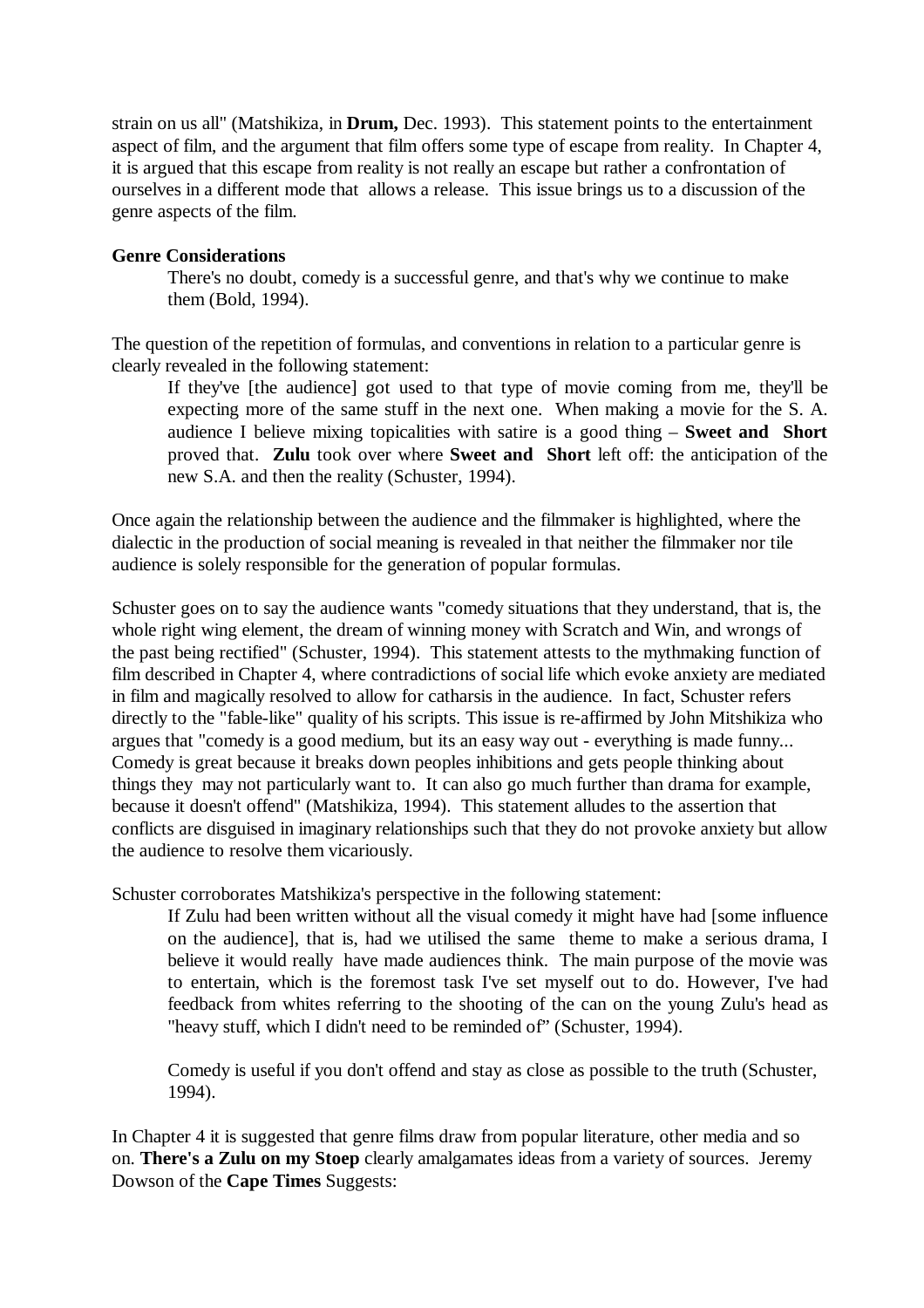strain on us all" (Matshikiza, in **Drum,** Dec. 1993). This statement points to the entertainment aspect of film, and the argument that film offers some type of escape from reality. In Chapter 4, it is argued that this escape from reality is not really an escape but rather a confrontation of ourselves in a different mode that allows a release. This issue brings us to a discussion of the genre aspects of the film.

**Genre Considerations**

> There's no doubt, comedy is a successful genre, and that's why we continue to make them (Bold, 1994).

The question of the repetition of formulas, and conventions in relation to a particular genre is clearly revealed in the following statement:

> If they've [the audience] got used to that type of movie coming from me, they'll be expecting more of the same stuff in the next one. When making a movie for the S. A. audience I believe mixing topicalities with satire is a good thing – **Sweet and Short** proved that. **Zulu** took over where **Sweet and Short** left off: the anticipation of the new S.A. and then the reality (Schuster, 1994).

Once again the relationship between the audience and the filmmaker is highlighted, where the dialectic in the production of social meaning is revealed in that neither the filmmaker nor tile audience is solely responsible for the generation of popular formulas.

Schuster goes on to say the audience wants "comedy situations that they understand, that is, the whole right wing element, the dream of winning money with Scratch and Win, and wrongs of the past being rectified" (Schuster, 1994). This statement attests to the mythmaking function of film described in Chapter 4, where contradictions of social life which evoke anxiety are mediated in film and magically resolved to allow for catharsis in the audience. In fact, Schuster refers directly to the "fable-like" quality of his scripts. This issue is re-affirmed by John Mitshikiza who argues that "comedy is a good medium, but its an easy way out - everything is made funny... Comedy is great because it breaks down peoples inhibitions and gets people thinking about things they may not particularly want to. It can also go much further than drama for example, because it doesn't offend" (Matshikiza, 1994). This statement alludes to the assertion that conflicts are disguised in imaginary relationships such that they do not provoke anxiety but allow the audience to resolve them vicariously.

Schuster corroborates Matshikiza's perspective in the following statement:

> If Zulu had been written without all the visual comedy it might have had [some influence on the audience], that is, had we utilised the same theme to make a serious drama, I believe it would really have made audiences think. The main purpose of the movie was to entertain, which is the foremost task I've set myself out to do. However, I've had feedback from whites referring to the shooting of the can on the young Zulu's head as "heavy stuff, which I didn't need to be reminded of" (Schuster, 1994).
>
> Comedy is useful if you don't offend and stay as close as possible to the truth (Schuster, 1994).

In Chapter 4 it is suggested that genre films draw from popular literature, other media and so on. **There's a Zulu on my Stoep** clearly amalgamates ideas from a variety of sources. Jeremy Dowson of the **Cape Times** Suggests: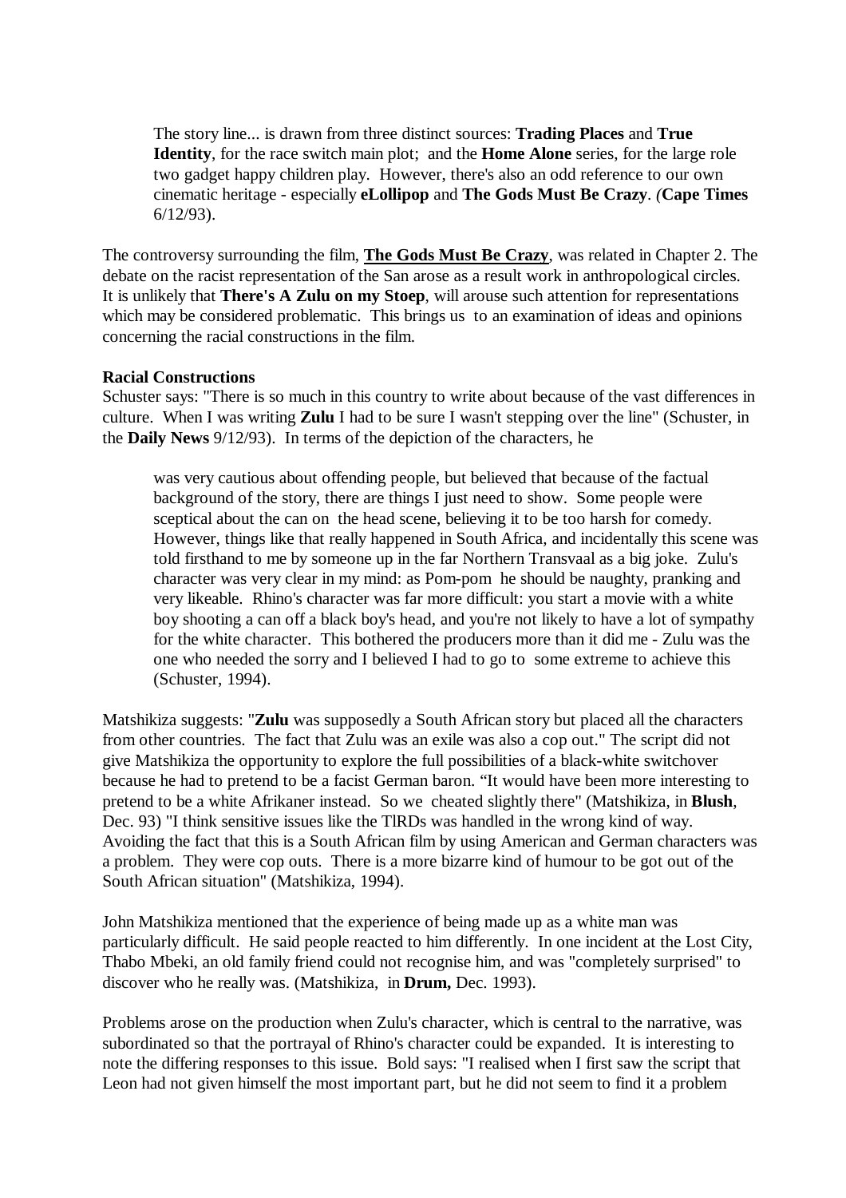> The story line... is drawn from three distinct sources: **Trading Places** and **True Identity**, for the race switch main plot; and the **Home Alone** series, for the large role two gadget happy children play. However, there's also an odd reference to our own cinematic heritage - especially **eLollipop** and **The Gods Must Be Crazy**. (**Cape Times** 6/12/93).

The controversy surrounding the film, **The Gods Must Be Crazy**, was related in Chapter 2. The debate on the racist representation of the San arose as a result work in anthropological circles. It is unlikely that **There's A Zulu on my Stoep**, will arouse such attention for representations which may be considered problematic. This brings us to an examination of ideas and opinions concerning the racial constructions in the film.

**Racial Constructions**

Schuster says: "There is so much in this country to write about because of the vast differences in culture. When I was writing **Zulu** I had to be sure I wasn't stepping over the line" (Schuster, in the **Daily News** 9/12/93). In terms of the depiction of the characters, he

> was very cautious about offending people, but believed that because of the factual background of the story, there are things I just need to show. Some people were sceptical about the can on the head scene, believing it to be too harsh for comedy. However, things like that really happened in South Africa, and incidentally this scene was told firsthand to me by someone up in the far Northern Transvaal as a big joke. Zulu's character was very clear in my mind: as Pom-pom he should be naughty, pranking and very likeable. Rhino's character was far more difficult: you start a movie with a white boy shooting a can off a black boy's head, and you're not likely to have a lot of sympathy for the white character. This bothered the producers more than it did me - Zulu was the one who needed the sorry and I believed I had to go to some extreme to achieve this (Schuster, 1994).

Matshikiza suggests: "**Zulu** was supposedly a South African story but placed all the characters from other countries. The fact that Zulu was an exile was also a cop out." The script did not give Matshikiza the opportunity to explore the full possibilities of a black-white switchover because he had to pretend to be a facist German baron. "It would have been more interesting to pretend to be a white Afrikaner instead. So we cheated slightly there" (Matshikiza, in **Blush**, Dec. 93) "I think sensitive issues like the TIRDs was handled in the wrong kind of way. Avoiding the fact that this is a South African film by using American and German characters was a problem. They were cop outs. There is a more bizarre kind of humour to be got out of the South African situation" (Matshikiza, 1994).

John Matshikiza mentioned that the experience of being made up as a white man was particularly difficult. He said people reacted to him differently. In one incident at the Lost City, Thabo Mbeki, an old family friend could not recognise him, and was "completely surprised" to discover who he really was. (Matshikiza, in **Drum,** Dec. 1993).

Problems arose on the production when Zulu's character, which is central to the narrative, was subordinated so that the portrayal of Rhino's character could be expanded. It is interesting to note the differing responses to this issue. Bold says: "I realised when I first saw the script that Leon had not given himself the most important part, but he did not seem to find it a problem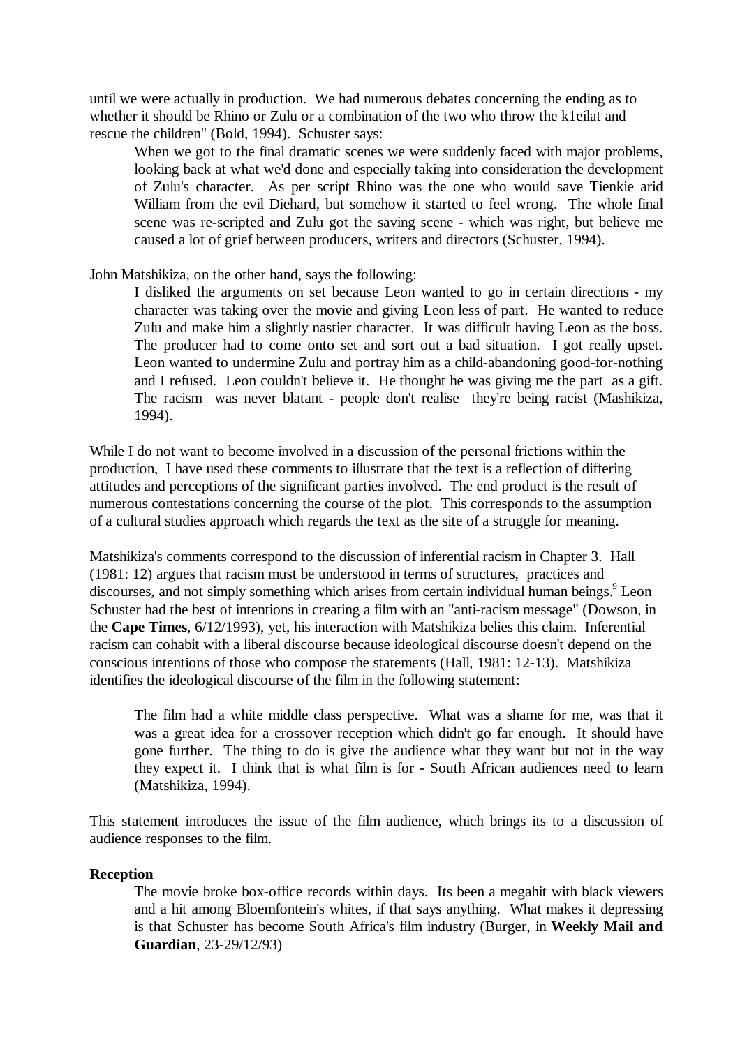until we were actually in production. We had numerous debates concerning the ending as to whether it should be Rhino or Zulu or a combination of the two who throw the k1eilat and rescue the children" (Bold, 1994). Schuster says:

> When we got to the final dramatic scenes we were suddenly faced with major problems, looking back at what we'd done and especially taking into consideration the development of Zulu's character. As per script Rhino was the one who would save Tienkie arid William from the evil Diehard, but somehow it started to feel wrong. The whole final scene was re-scripted and Zulu got the saving scene - which was right, but believe me caused a lot of grief between producers, writers and directors (Schuster, 1994).

John Matshikiza, on the other hand, says the following:

> I disliked the arguments on set because Leon wanted to go in certain directions - my character was taking over the movie and giving Leon less of part. He wanted to reduce Zulu and make him a slightly nastier character. It was difficult having Leon as the boss. The producer had to come onto set and sort out a bad situation. I got really upset. Leon wanted to undermine Zulu and portray him as a child-abandoning good-for-nothing and I refused. Leon couldn't believe it. He thought he was giving me the part as a gift. The racism was never blatant - people don't realise they're being racist (Mashikiza, 1994).

While I do not want to become involved in a discussion of the personal frictions within the production, I have used these comments to illustrate that the text is a reflection of differing attitudes and perceptions of the significant parties involved. The end product is the result of numerous contestations concerning the course of the plot. This corresponds to the assumption of a cultural studies approach which regards the text as the site of a struggle for meaning.

Matshikiza's comments correspond to the discussion of inferential racism in Chapter 3. Hall (1981: 12) argues that racism must be understood in terms of structures, practices and discourses, and not simply something which arises from certain individual human beings.[9] Leon Schuster had the best of intentions in creating a film with an "anti-racism message" (Dowson, in the **Cape Times**, 6/12/1993), yet, his interaction with Matshikiza belies this claim. Inferential racism can cohabit with a liberal discourse because ideological discourse doesn't depend on the conscious intentions of those who compose the statements (Hall, 1981: 12-13). Matshikiza identifies the ideological discourse of the film in the following statement:

> The film had a white middle class perspective. What was a shame for me, was that it was a great idea for a crossover reception which didn't go far enough. It should have gone further. The thing to do is give the audience what they want but not in the way they expect it. I think that is what film is for - South African audiences need to learn (Matshikiza, 1994).

This statement introduces the issue of the film audience, which brings its to a discussion of audience responses to the film.

**Reception**

> The movie broke box-office records within days. Its been a megahit with black viewers and a hit among Bloemfontein's whites, if that says anything. What makes it depressing is that Schuster has become South Africa's film industry (Burger, in **Weekly Mail and Guardian**, 23-29/12/93)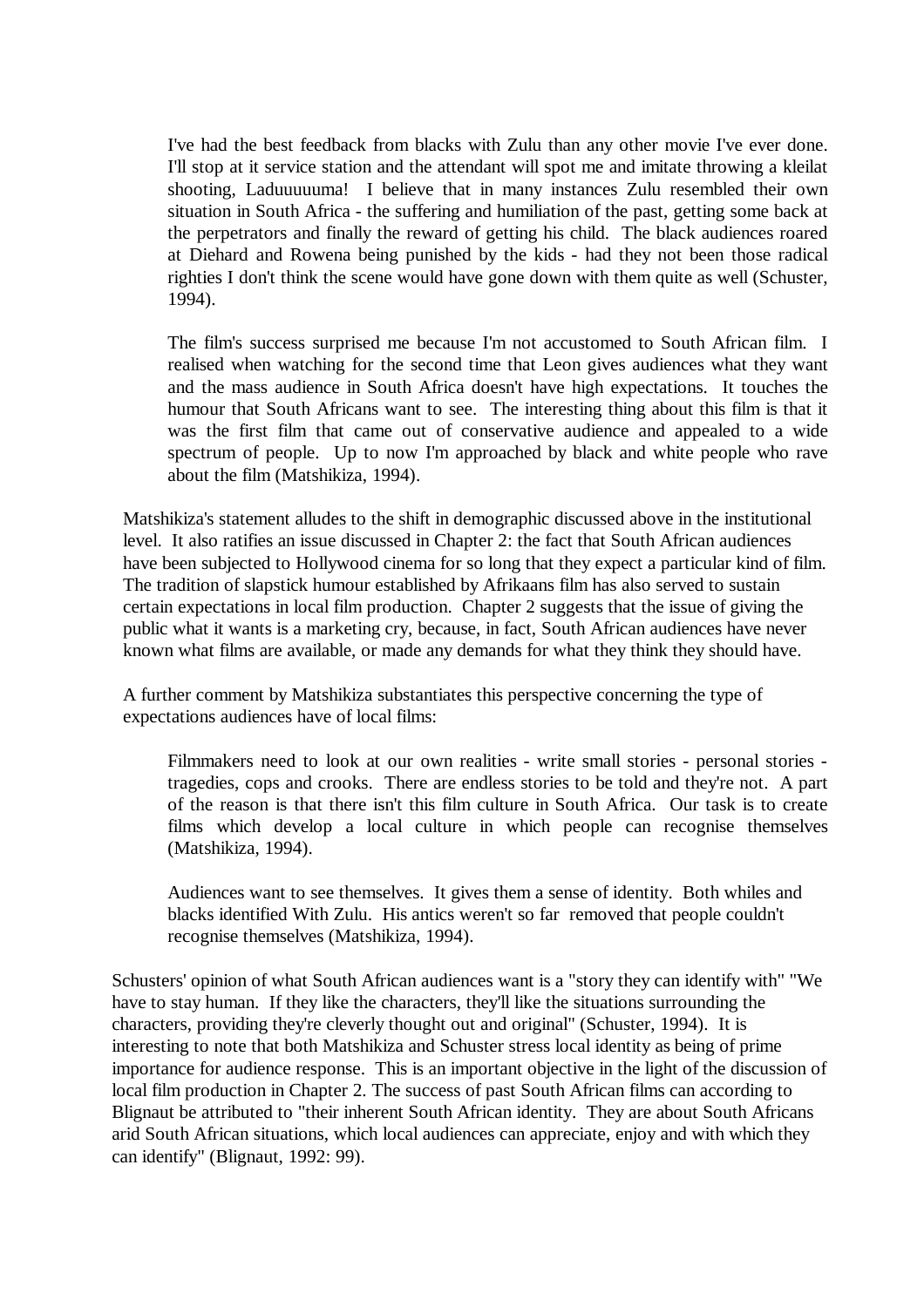> I've had the best feedback from blacks with Zulu than any other movie I've ever done. I'll stop at it service station and the attendant will spot me and imitate throwing a kleilat shooting, Laduuuuuma! I believe that in many instances Zulu resembled their own situation in South Africa - the suffering and humiliation of the past, getting some back at the perpetrators and finally the reward of getting his child. The black audiences roared at Diehard and Rowena being punished by the kids - had they not been those radical righties I don't think the scene would have gone down with them quite as well (Schuster, 1994).

> The film's success surprised me because I'm not accustomed to South African film. I realised when watching for the second time that Leon gives audiences what they want and the mass audience in South Africa doesn't have high expectations. It touches the humour that South Africans want to see. The interesting thing about this film is that it was the first film that came out of conservative audience and appealed to a wide spectrum of people. Up to now I'm approached by black and white people who rave about the film (Matshikiza, 1994).

Matshikiza's statement alludes to the shift in demographic discussed above in the institutional level. It also ratifies an issue discussed in Chapter 2: the fact that South African audiences have been subjected to Hollywood cinema for so long that they expect a particular kind of film. The tradition of slapstick humour established by Afrikaans film has also served to sustain certain expectations in local film production. Chapter 2 suggests that the issue of giving the public what it wants is a marketing cry, because, in fact, South African audiences have never known what films are available, or made any demands for what they think they should have.

A further comment by Matshikiza substantiates this perspective concerning the type of expectations audiences have of local films:

> Filmmakers need to look at our own realities - write small stories - personal stories - tragedies, cops and crooks. There are endless stories to be told and they're not. A part of the reason is that there isn't this film culture in South Africa. Our task is to create films which develop a local culture in which people can recognise themselves (Matshikiza, 1994).

> Audiences want to see themselves. It gives them a sense of identity. Both whiles and blacks identified With Zulu. His antics weren't so far removed that people couldn't recognise themselves (Matshikiza, 1994).

Schusters' opinion of what South African audiences want is a "story they can identify with" "We have to stay human. If they like the characters, they'll like the situations surrounding the characters, providing they're cleverly thought out and original" (Schuster, 1994). It is interesting to note that both Matshikiza and Schuster stress local identity as being of prime importance for audience response. This is an important objective in the light of the discussion of local film production in Chapter 2. The success of past South African films can according to Blignaut be attributed to "their inherent South African identity. They are about South Africans arid South African situations, which local audiences can appreciate, enjoy and with which they can identify" (Blignaut, 1992: 99).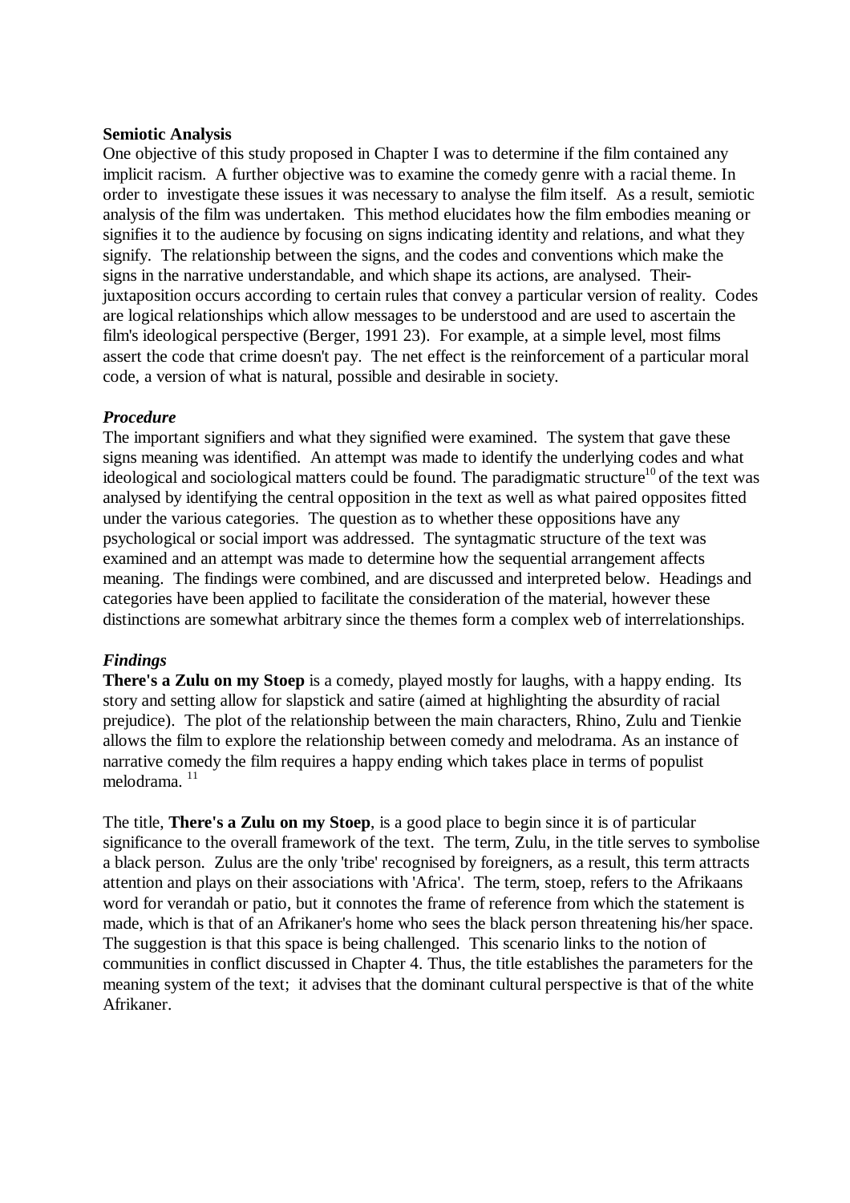**Semiotic Analysis**

One objective of this study proposed in Chapter I was to determine if the film contained any implicit racism. A further objective was to examine the comedy genre with a racial theme. In order to investigate these issues it was necessary to analyse the film itself. As a result, semiotic analysis of the film was undertaken. This method elucidates how the film embodies meaning or signifies it to the audience by focusing on signs indicating identity and relations, and what they signify. The relationship between the signs, and the codes and conventions which make the signs in the narrative understandable, and which shape its actions, are analysed. Their-juxtaposition occurs according to certain rules that convey a particular version of reality. Codes are logical relationships which allow messages to be understood and are used to ascertain the film's ideological perspective (Berger, 1991 23). For example, at a simple level, most films assert the code that crime doesn't pay. The net effect is the reinforcement of a particular moral code, a version of what is natural, possible and desirable in society.

***Procedure***

The important signifiers and what they signified were examined. The system that gave these signs meaning was identified. An attempt was made to identify the underlying codes and what ideological and sociological matters could be found. The paradigmatic structure[10] of the text was analysed by identifying the central opposition in the text as well as what paired opposites fitted under the various categories. The question as to whether these oppositions have any psychological or social import was addressed. The syntagmatic structure of the text was examined and an attempt was made to determine how the sequential arrangement affects meaning. The findings were combined, and are discussed and interpreted below. Headings and categories have been applied to facilitate the consideration of the material, however these distinctions are somewhat arbitrary since the themes form a complex web of interrelationships.

***Findings***

**There's a Zulu on my Stoep** is a comedy, played mostly for laughs, with a happy ending. Its story and setting allow for slapstick and satire (aimed at highlighting the absurdity of racial prejudice). The plot of the relationship between the main characters, Rhino, Zulu and Tienkie allows the film to explore the relationship between comedy and melodrama. As an instance of narrative comedy the film requires a happy ending which takes place in terms of populist melodrama. [11]

The title, **There's a Zulu on my Stoep**, is a good place to begin since it is of particular significance to the overall framework of the text. The term, Zulu, in the title serves to symbolise a black person. Zulus are the only 'tribe' recognised by foreigners, as a result, this term attracts attention and plays on their associations with 'Africa'. The term, stoep, refers to the Afrikaans word for verandah or patio, but it connotes the frame of reference from which the statement is made, which is that of an Afrikaner's home who sees the black person threatening his/her space. The suggestion is that this space is being challenged. This scenario links to the notion of communities in conflict discussed in Chapter 4. Thus, the title establishes the parameters for the meaning system of the text; it advises that the dominant cultural perspective is that of the white Afrikaner.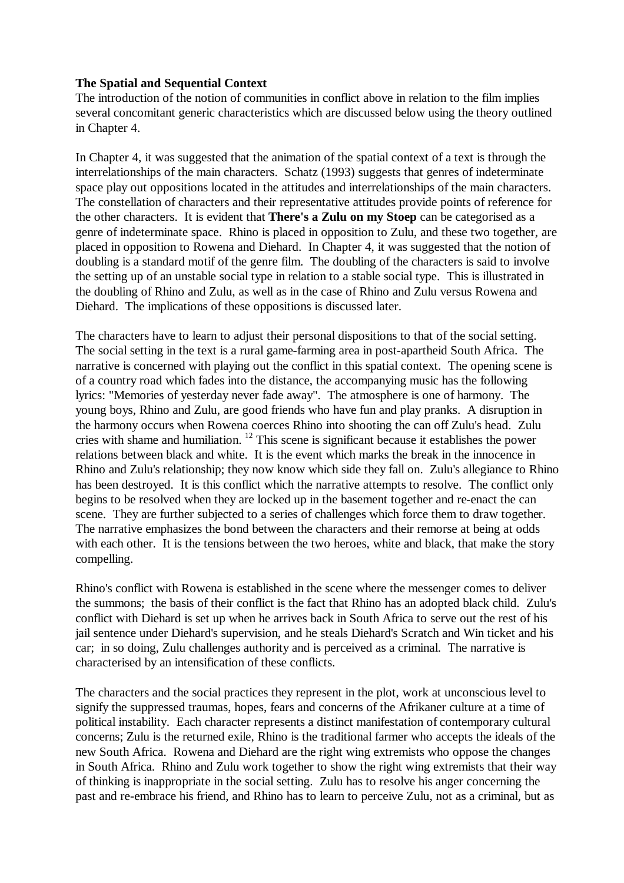**The Spatial and Sequential Context**

The introduction of the notion of communities in conflict above in relation to the film implies several concomitant generic characteristics which are discussed below using the theory outlined in Chapter 4.

In Chapter 4, it was suggested that the animation of the spatial context of a text is through the interrelationships of the main characters. Schatz (1993) suggests that genres of indeterminate space play out oppositions located in the attitudes and interrelationships of the main characters. The constellation of characters and their representative attitudes provide points of reference for the other characters. It is evident that **There's a Zulu on my Stoep** can be categorised as a genre of indeterminate space. Rhino is placed in opposition to Zulu, and these two together, are placed in opposition to Rowena and Diehard. In Chapter 4, it was suggested that the notion of doubling is a standard motif of the genre film. The doubling of the characters is said to involve the setting up of an unstable social type in relation to a stable social type. This is illustrated in the doubling of Rhino and Zulu, as well as in the case of Rhino and Zulu versus Rowena and Diehard. The implications of these oppositions is discussed later.

The characters have to learn to adjust their personal dispositions to that of the social setting. The social setting in the text is a rural game-farming area in post-apartheid South Africa. The narrative is concerned with playing out the conflict in this spatial context. The opening scene is of a country road which fades into the distance, the accompanying music has the following lyrics: "Memories of yesterday never fade away". The atmosphere is one of harmony. The young boys, Rhino and Zulu, are good friends who have fun and play pranks. A disruption in the harmony occurs when Rowena coerces Rhino into shooting the can off Zulu's head. Zulu cries with shame and humiliation. [12] This scene is significant because it establishes the power relations between black and white. It is the event which marks the break in the innocence in Rhino and Zulu's relationship; they now know which side they fall on. Zulu's allegiance to Rhino has been destroyed. It is this conflict which the narrative attempts to resolve. The conflict only begins to be resolved when they are locked up in the basement together and re-enact the can scene. They are further subjected to a series of challenges which force them to draw together. The narrative emphasizes the bond between the characters and their remorse at being at odds with each other. It is the tensions between the two heroes, white and black, that make the story compelling.

Rhino's conflict with Rowena is established in the scene where the messenger comes to deliver the summons; the basis of their conflict is the fact that Rhino has an adopted black child. Zulu's conflict with Diehard is set up when he arrives back in South Africa to serve out the rest of his jail sentence under Diehard's supervision, and he steals Diehard's Scratch and Win ticket and his car; in so doing, Zulu challenges authority and is perceived as a criminal. The narrative is characterised by an intensification of these conflicts.

The characters and the social practices they represent in the plot, work at unconscious level to signify the suppressed traumas, hopes, fears and concerns of the Afrikaner culture at a time of political instability. Each character represents a distinct manifestation of contemporary cultural concerns; Zulu is the returned exile, Rhino is the traditional farmer who accepts the ideals of the new South Africa. Rowena and Diehard are the right wing extremists who oppose the changes in South Africa. Rhino and Zulu work together to show the right wing extremists that their way of thinking is inappropriate in the social setting. Zulu has to resolve his anger concerning the past and re-embrace his friend, and Rhino has to learn to perceive Zulu, not as a criminal, but as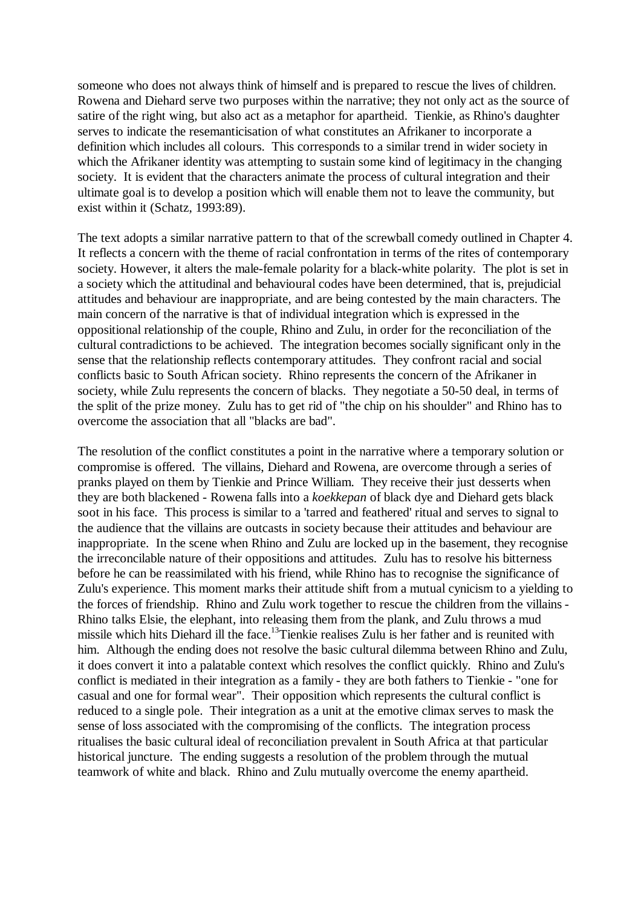someone who does not always think of himself and is prepared to rescue the lives of children. Rowena and Diehard serve two purposes within the narrative; they not only act as the source of satire of the right wing, but also act as a metaphor for apartheid. Tienkie, as Rhino's daughter serves to indicate the resemanticisation of what constitutes an Afrikaner to incorporate a definition which includes all colours. This corresponds to a similar trend in wider society in which the Afrikaner identity was attempting to sustain some kind of legitimacy in the changing society. It is evident that the characters animate the process of cultural integration and their ultimate goal is to develop a position which will enable them not to leave the community, but exist within it (Schatz, 1993:89).

The text adopts a similar narrative pattern to that of the screwball comedy outlined in Chapter 4. It reflects a concern with the theme of racial confrontation in terms of the rites of contemporary society. However, it alters the male-female polarity for a black-white polarity. The plot is set in a society which the attitudinal and behavioural codes have been determined, that is, prejudicial attitudes and behaviour are inappropriate, and are being contested by the main characters. The main concern of the narrative is that of individual integration which is expressed in the oppositional relationship of the couple, Rhino and Zulu, in order for the reconciliation of the cultural contradictions to be achieved. The integration becomes socially significant only in the sense that the relationship reflects contemporary attitudes. They confront racial and social conflicts basic to South African society. Rhino represents the concern of the Afrikaner in society, while Zulu represents the concern of blacks. They negotiate a 50-50 deal, in terms of the split of the prize money. Zulu has to get rid of "the chip on his shoulder" and Rhino has to overcome the association that all "blacks are bad".

The resolution of the conflict constitutes a point in the narrative where a temporary solution or compromise is offered. The villains, Diehard and Rowena, are overcome through a series of pranks played on them by Tienkie and Prince William. They receive their just desserts when they are both blackened - Rowena falls into a *koekkepan* of black dye and Diehard gets black soot in his face. This process is similar to a 'tarred and feathered' ritual and serves to signal to the audience that the villains are outcasts in society because their attitudes and behaviour are inappropriate. In the scene when Rhino and Zulu are locked up in the basement, they recognise the irreconcilable nature of their oppositions and attitudes. Zulu has to resolve his bitterness before he can be reassimilated with his friend, while Rhino has to recognise the significance of Zulu's experience. This moment marks their attitude shift from a mutual cynicism to a yielding to the forces of friendship. Rhino and Zulu work together to rescue the children from the villains - Rhino talks Elsie, the elephant, into releasing them from the plank, and Zulu throws a mud missile which hits Diehard ill the face.[13] Tienkie realises Zulu is her father and is reunited with him. Although the ending does not resolve the basic cultural dilemma between Rhino and Zulu, it does convert it into a palatable context which resolves the conflict quickly. Rhino and Zulu's conflict is mediated in their integration as a family - they are both fathers to Tienkie - "one for casual and one for formal wear". Their opposition which represents the cultural conflict is reduced to a single pole. Their integration as a unit at the emotive climax serves to mask the sense of loss associated with the compromising of the conflicts. The integration process ritualises the basic cultural ideal of reconciliation prevalent in South Africa at that particular historical juncture. The ending suggests a resolution of the problem through the mutual teamwork of white and black. Rhino and Zulu mutually overcome the enemy apartheid.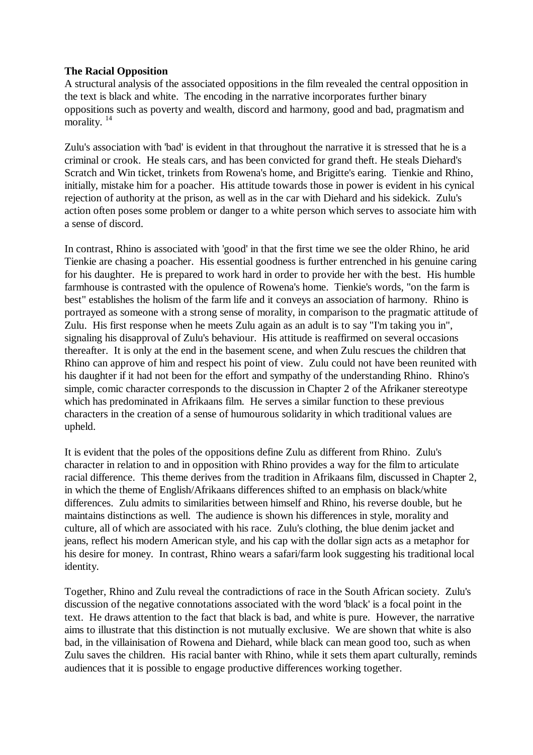**The Racial Opposition**

A structural analysis of the associated oppositions in the film revealed the central opposition in the text is black and white. The encoding in the narrative incorporates further binary oppositions such as poverty and wealth, discord and harmony, good and bad, pragmatism and morality. [14]

Zulu's association with 'bad' is evident in that throughout the narrative it is stressed that he is a criminal or crook. He steals cars, and has been convicted for grand theft. He steals Diehard's Scratch and Win ticket, trinkets from Rowena's home, and Brigitte's earing. Tienkie and Rhino, initially, mistake him for a poacher. His attitude towards those in power is evident in his cynical rejection of authority at the prison, as well as in the car with Diehard and his sidekick. Zulu's action often poses some problem or danger to a white person which serves to associate him with a sense of discord.

In contrast, Rhino is associated with 'good' in that the first time we see the older Rhino, he arid Tienkie are chasing a poacher. His essential goodness is further entrenched in his genuine caring for his daughter. He is prepared to work hard in order to provide her with the best. His humble farmhouse is contrasted with the opulence of Rowena's home. Tienkie's words, "on the farm is best" establishes the holism of the farm life and it conveys an association of harmony. Rhino is portrayed as someone with a strong sense of morality, in comparison to the pragmatic attitude of Zulu. His first response when he meets Zulu again as an adult is to say "I'm taking you in", signaling his disapproval of Zulu's behaviour. His attitude is reaffirmed on several occasions thereafter. It is only at the end in the basement scene, and when Zulu rescues the children that Rhino can approve of him and respect his point of view. Zulu could not have been reunited with his daughter if it had not been for the effort and sympathy of the understanding Rhino. Rhino's simple, comic character corresponds to the discussion in Chapter 2 of the Afrikaner stereotype which has predominated in Afrikaans film. He serves a similar function to these previous characters in the creation of a sense of humourous solidarity in which traditional values are upheld.

It is evident that the poles of the oppositions define Zulu as different from Rhino. Zulu's character in relation to and in opposition with Rhino provides a way for the film to articulate racial difference. This theme derives from the tradition in Afrikaans film, discussed in Chapter 2, in which the theme of English/Afrikaans differences shifted to an emphasis on black/white differences. Zulu admits to similarities between himself and Rhino, his reverse double, but he maintains distinctions as well. The audience is shown his differences in style, morality and culture, all of which are associated with his race. Zulu's clothing, the blue denim jacket and jeans, reflect his modern American style, and his cap with the dollar sign acts as a metaphor for his desire for money. In contrast, Rhino wears a safari/farm look suggesting his traditional local identity.

Together, Rhino and Zulu reveal the contradictions of race in the South African society. Zulu's discussion of the negative connotations associated with the word 'black' is a focal point in the text. He draws attention to the fact that black is bad, and white is pure. However, the narrative aims to illustrate that this distinction is not mutually exclusive. We are shown that white is also bad, in the villainisation of Rowena and Diehard, while black can mean good too, such as when Zulu saves the children. His racial banter with Rhino, while it sets them apart culturally, reminds audiences that it is possible to engage productive differences working together.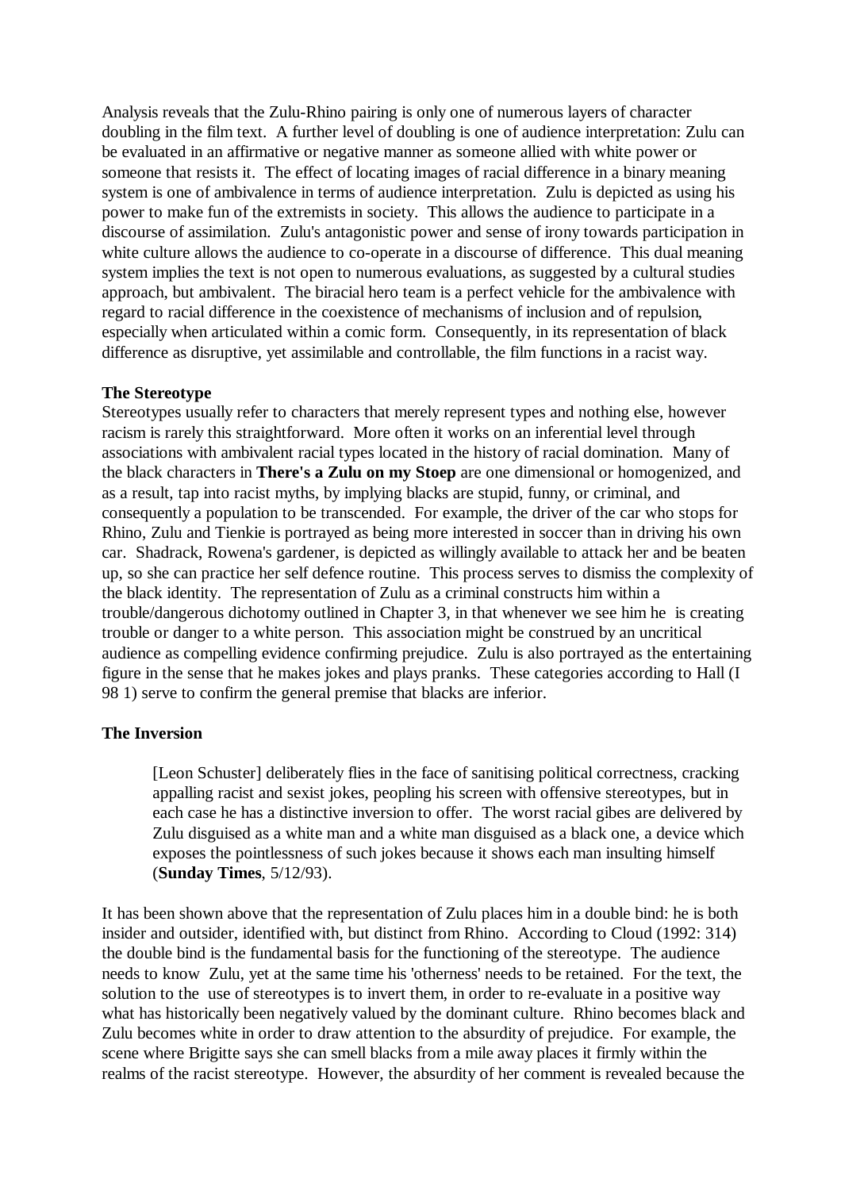Analysis reveals that the Zulu-Rhino pairing is only one of numerous layers of character doubling in the film text. A further level of doubling is one of audience interpretation: Zulu can be evaluated in an affirmative or negative manner as someone allied with white power or someone that resists it. The effect of locating images of racial difference in a binary meaning system is one of ambivalence in terms of audience interpretation. Zulu is depicted as using his power to make fun of the extremists in society. This allows the audience to participate in a discourse of assimilation. Zulu's antagonistic power and sense of irony towards participation in white culture allows the audience to co-operate in a discourse of difference. This dual meaning system implies the text is not open to numerous evaluations, as suggested by a cultural studies approach, but ambivalent. The biracial hero team is a perfect vehicle for the ambivalence with regard to racial difference in the coexistence of mechanisms of inclusion and of repulsion, especially when articulated within a comic form. Consequently, in its representation of black difference as disruptive, yet assimilable and controllable, the film functions in a racist way.

**The Stereotype**

Stereotypes usually refer to characters that merely represent types and nothing else, however racism is rarely this straightforward. More often it works on an inferential level through associations with ambivalent racial types located in the history of racial domination. Many of the black characters in **There's a Zulu on my Stoep** are one dimensional or homogenized, and as a result, tap into racist myths, by implying blacks are stupid, funny, or criminal, and consequently a population to be transcended. For example, the driver of the car who stops for Rhino, Zulu and Tienkie is portrayed as being more interested in soccer than in driving his own car. Shadrack, Rowena's gardener, is depicted as willingly available to attack her and be beaten up, so she can practice her self defence routine. This process serves to dismiss the complexity of the black identity. The representation of Zulu as a criminal constructs him within a trouble/dangerous dichotomy outlined in Chapter 3, in that whenever we see him he is creating trouble or danger to a white person. This association might be construed by an uncritical audience as compelling evidence confirming prejudice. Zulu is also portrayed as the entertaining figure in the sense that he makes jokes and plays pranks. These categories according to Hall (I 98 1) serve to confirm the general premise that blacks are inferior.

**The Inversion**

> [Leon Schuster] deliberately flies in the face of sanitising political correctness, cracking appalling racist and sexist jokes, peopling his screen with offensive stereotypes, but in each case he has a distinctive inversion to offer. The worst racial gibes are delivered by Zulu disguised as a white man and a white man disguised as a black one, a device which exposes the pointlessness of such jokes because it shows each man insulting himself (**Sunday Times**, 5/12/93).

It has been shown above that the representation of Zulu places him in a double bind: he is both insider and outsider, identified with, but distinct from Rhino. According to Cloud (1992: 314) the double bind is the fundamental basis for the functioning of the stereotype. The audience needs to know Zulu, yet at the same time his 'otherness' needs to be retained. For the text, the solution to the use of stereotypes is to invert them, in order to re-evaluate in a positive way what has historically been negatively valued by the dominant culture. Rhino becomes black and Zulu becomes white in order to draw attention to the absurdity of prejudice. For example, the scene where Brigitte says she can smell blacks from a mile away places it firmly within the realms of the racist stereotype. However, the absurdity of her comment is revealed because the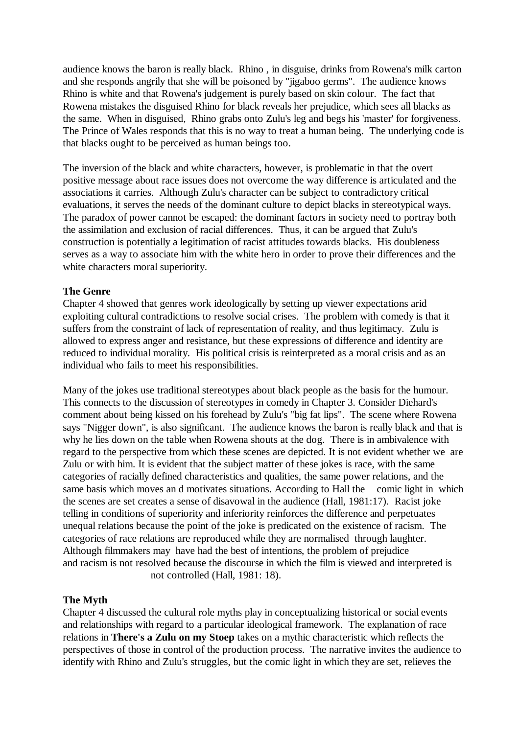audience knows the baron is really black. Rhino , in disguise, drinks from Rowena's milk carton and she responds angrily that she will be poisoned by "jigaboo germs". The audience knows Rhino is white and that Rowena's judgement is purely based on skin colour. The fact that Rowena mistakes the disguised Rhino for black reveals her prejudice, which sees all blacks as the same. When in disguised, Rhino grabs onto Zulu's leg and begs his 'master' for forgiveness. The Prince of Wales responds that this is no way to treat a human being. The underlying code is that blacks ought to be perceived as human beings too.

The inversion of the black and white characters, however, is problematic in that the overt positive message about race issues does not overcome the way difference is articulated and the associations it carries. Although Zulu's character can be subject to contradictory critical evaluations, it serves the needs of the dominant culture to depict blacks in stereotypical ways. The paradox of power cannot be escaped: the dominant factors in society need to portray both the assimilation and exclusion of racial differences. Thus, it can be argued that Zulu's construction is potentially a legitimation of racist attitudes towards blacks. His doubleness serves as a way to associate him with the white hero in order to prove their differences and the white characters moral superiority.

**The Genre**

Chapter 4 showed that genres work ideologically by setting up viewer expectations arid exploiting cultural contradictions to resolve social crises. The problem with comedy is that it suffers from the constraint of lack of representation of reality, and thus legitimacy. Zulu is allowed to express anger and resistance, but these expressions of difference and identity are reduced to individual morality. His political crisis is reinterpreted as a moral crisis and as an individual who fails to meet his responsibilities.

Many of the jokes use traditional stereotypes about black people as the basis for the humour. This connects to the discussion of stereotypes in comedy in Chapter 3. Consider Diehard's comment about being kissed on his forehead by Zulu's "big fat lips". The scene where Rowena says "Nigger down", is also significant. The audience knows the baron is really black and that is why he lies down on the table when Rowena shouts at the dog. There is in ambivalence with regard to the perspective from which these scenes are depicted. It is not evident whether we are Zulu or with him. It is evident that the subject matter of these jokes is race, with the same categories of racially defined characteristics and qualities, the same power relations, and the same basis which moves an d motivates situations. According to Hall the comic light in which the scenes are set creates a sense of disavowal in the audience (Hall, 1981:17). Racist joke telling in conditions of superiority and inferiority reinforces the difference and perpetuates unequal relations because the point of the joke is predicated on the existence of racism. The categories of race relations are reproduced while they are normalised through laughter. Although filmmakers may have had the best of intentions, the problem of prejudice and racism is not resolved because the discourse in which the film is viewed and interpreted is not controlled (Hall, 1981: 18).

**The Myth**

Chapter 4 discussed the cultural role myths play in conceptualizing historical or social events and relationships with regard to a particular ideological framework. The explanation of race relations in **There's a Zulu on my Stoep** takes on a mythic characteristic which reflects the perspectives of those in control of the production process. The narrative invites the audience to identify with Rhino and Zulu's struggles, but the comic light in which they are set, relieves the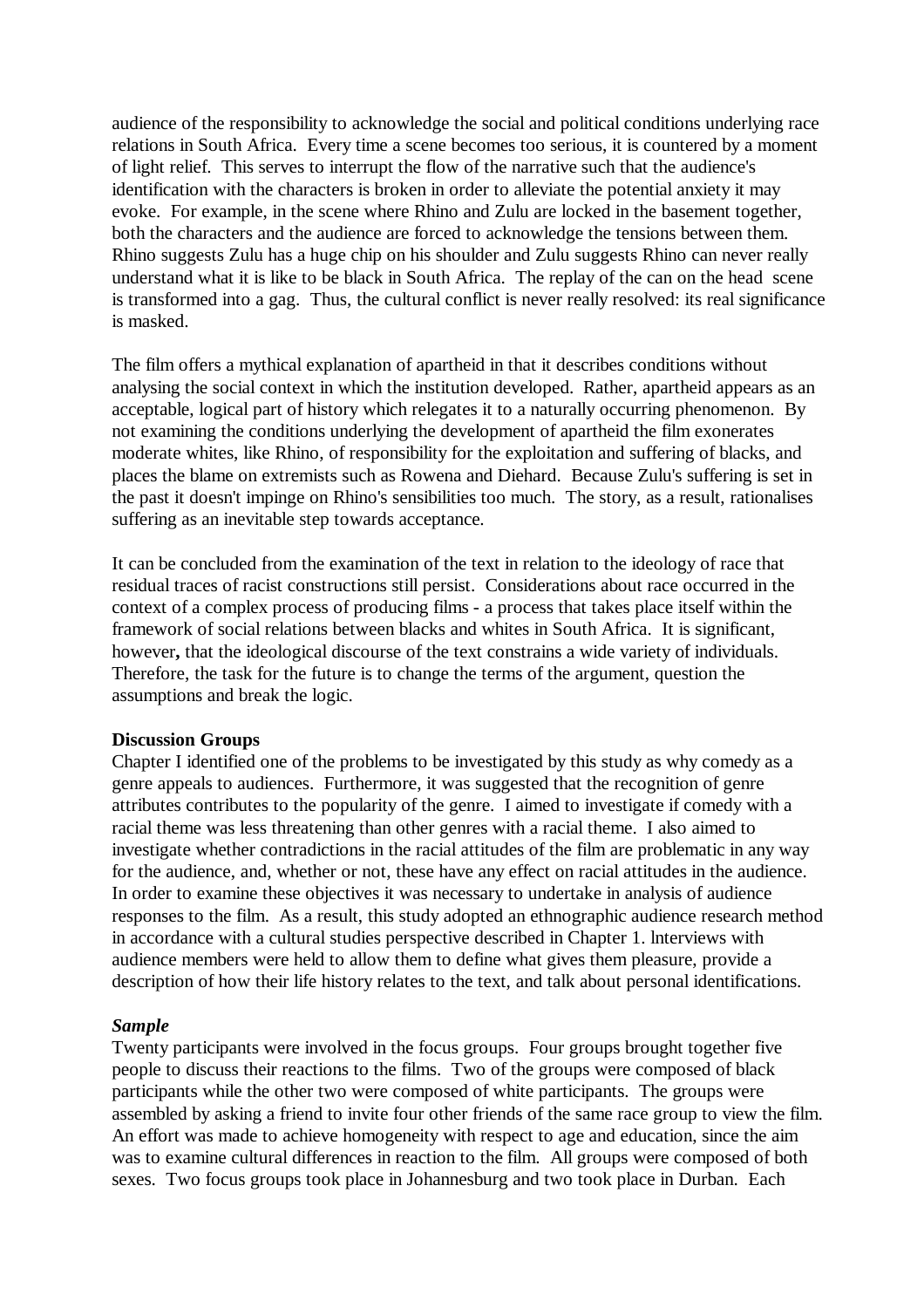audience of the responsibility to acknowledge the social and political conditions underlying race relations in South Africa. Every time a scene becomes too serious, it is countered by a moment of light relief. This serves to interrupt the flow of the narrative such that the audience's identification with the characters is broken in order to alleviate the potential anxiety it may evoke. For example, in the scene where Rhino and Zulu are locked in the basement together, both the characters and the audience are forced to acknowledge the tensions between them. Rhino suggests Zulu has a huge chip on his shoulder and Zulu suggests Rhino can never really understand what it is like to be black in South Africa. The replay of the can on the head scene is transformed into a gag. Thus, the cultural conflict is never really resolved: its real significance is masked.

The film offers a mythical explanation of apartheid in that it describes conditions without analysing the social context in which the institution developed. Rather, apartheid appears as an acceptable, logical part of history which relegates it to a naturally occurring phenomenon. By not examining the conditions underlying the development of apartheid the film exonerates moderate whites, like Rhino, of responsibility for the exploitation and suffering of blacks, and places the blame on extremists such as Rowena and Diehard. Because Zulu's suffering is set in the past it doesn't impinge on Rhino's sensibilities too much. The story, as a result, rationalises suffering as an inevitable step towards acceptance.

It can be concluded from the examination of the text in relation to the ideology of race that residual traces of racist constructions still persist. Considerations about race occurred in the context of a complex process of producing films - a process that takes place itself within the framework of social relations between blacks and whites in South Africa. It is significant, however**,** that the ideological discourse of the text constrains a wide variety of individuals. Therefore, the task for the future is to change the terms of the argument, question the assumptions and break the logic.

**Discussion Groups**

Chapter I identified one of the problems to be investigated by this study as why comedy as a genre appeals to audiences. Furthermore, it was suggested that the recognition of genre attributes contributes to the popularity of the genre. I aimed to investigate if comedy with a racial theme was less threatening than other genres with a racial theme. I also aimed to investigate whether contradictions in the racial attitudes of the film are problematic in any way for the audience, and, whether or not, these have any effect on racial attitudes in the audience. In order to examine these objectives it was necessary to undertake in analysis of audience responses to the film. As a result, this study adopted an ethnographic audience research method in accordance with a cultural studies perspective described in Chapter 1. lnterviews with audience members were held to allow them to define what gives them pleasure, provide a description of how their life history relates to the text, and talk about personal identifications.

***Sample***

Twenty participants were involved in the focus groups. Four groups brought together five people to discuss their reactions to the films. Two of the groups were composed of black participants while the other two were composed of white participants. The groups were assembled by asking a friend to invite four other friends of the same race group to view the film. An effort was made to achieve homogeneity with respect to age and education, since the aim was to examine cultural differences in reaction to the film. All groups were composed of both sexes. Two focus groups took place in Johannesburg and two took place in Durban. Each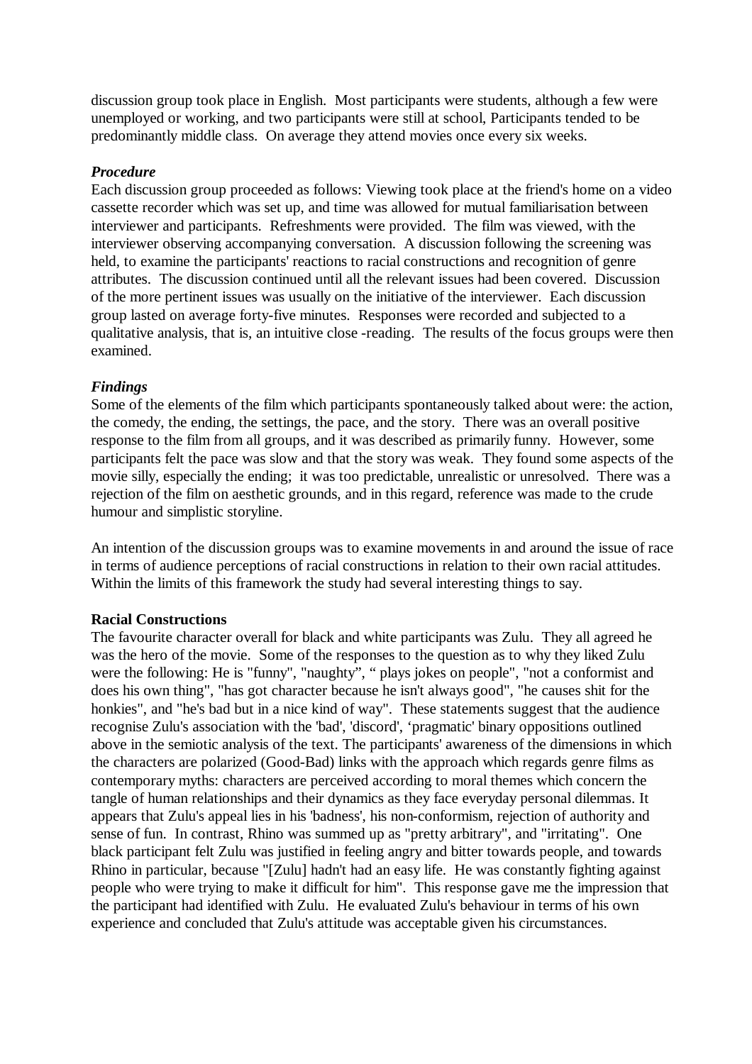discussion group took place in English. Most participants were students, although a few were unemployed or working, and two participants were still at school, Participants tended to be predominantly middle class. On average they attend movies once every six weeks.

***Procedure***

Each discussion group proceeded as follows: Viewing took place at the friend's home on a video cassette recorder which was set up, and time was allowed for mutual familiarisation between interviewer and participants. Refreshments were provided. The film was viewed, with the interviewer observing accompanying conversation. A discussion following the screening was held, to examine the participants' reactions to racial constructions and recognition of genre attributes. The discussion continued until all the relevant issues had been covered. Discussion of the more pertinent issues was usually on the initiative of the interviewer. Each discussion group lasted on average forty-five minutes. Responses were recorded and subjected to a qualitative analysis, that is, an intuitive close -reading. The results of the focus groups were then examined.

***Findings***

Some of the elements of the film which participants spontaneously talked about were: the action, the comedy, the ending, the settings, the pace, and the story. There was an overall positive response to the film from all groups, and it was described as primarily funny. However, some participants felt the pace was slow and that the story was weak. They found some aspects of the movie silly, especially the ending; it was too predictable, unrealistic or unresolved. There was a rejection of the film on aesthetic grounds, and in this regard, reference was made to the crude humour and simplistic storyline.

An intention of the discussion groups was to examine movements in and around the issue of race in terms of audience perceptions of racial constructions in relation to their own racial attitudes. Within the limits of this framework the study had several interesting things to say.

**Racial Constructions**

The favourite character overall for black and white participants was Zulu. They all agreed he was the hero of the movie. Some of the responses to the question as to why they liked Zulu were the following: He is "funny", "naughty", " plays jokes on people", "not a conformist and does his own thing", "has got character because he isn't always good", "he causes shit for the honkies", and "he's bad but in a nice kind of way". These statements suggest that the audience recognise Zulu's association with the 'bad', 'discord', 'pragmatic' binary oppositions outlined above in the semiotic analysis of the text. The participants' awareness of the dimensions in which the characters are polarized (Good-Bad) links with the approach which regards genre films as contemporary myths: characters are perceived according to moral themes which concern the tangle of human relationships and their dynamics as they face everyday personal dilemmas. It appears that Zulu's appeal lies in his 'badness', his non-conformism, rejection of authority and sense of fun. In contrast, Rhino was summed up as "pretty arbitrary", and "irritating". One black participant felt Zulu was justified in feeling angry and bitter towards people, and towards Rhino in particular, because "[Zulu] hadn't had an easy life. He was constantly fighting against people who were trying to make it difficult for him". This response gave me the impression that the participant had identified with Zulu. He evaluated Zulu's behaviour in terms of his own experience and concluded that Zulu's attitude was acceptable given his circumstances.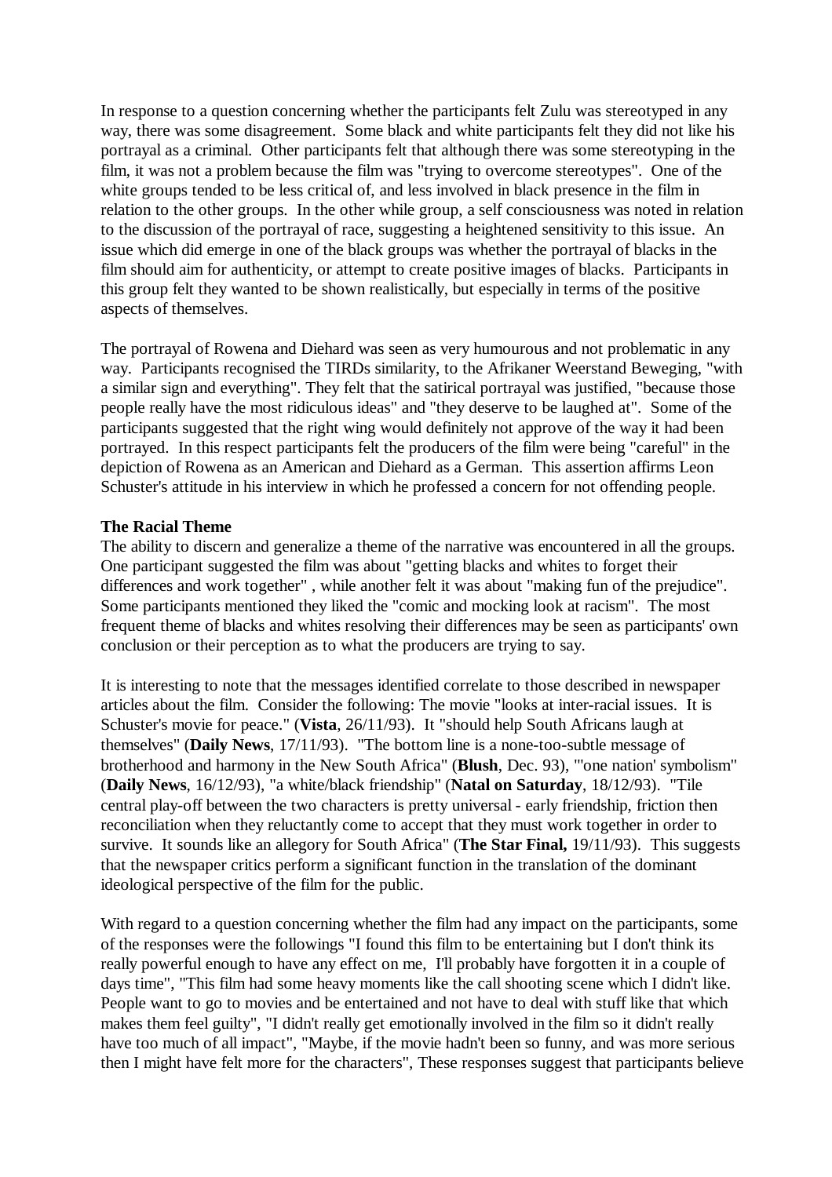In response to a question concerning whether the participants felt Zulu was stereotyped in any way, there was some disagreement. Some black and white participants felt they did not like his portrayal as a criminal. Other participants felt that although there was some stereotyping in the film, it was not a problem because the film was "trying to overcome stereotypes". One of the white groups tended to be less critical of, and less involved in black presence in the film in relation to the other groups. In the other while group, a self consciousness was noted in relation to the discussion of the portrayal of race, suggesting a heightened sensitivity to this issue. An issue which did emerge in one of the black groups was whether the portrayal of blacks in the film should aim for authenticity, or attempt to create positive images of blacks. Participants in this group felt they wanted to be shown realistically, but especially in terms of the positive aspects of themselves.

The portrayal of Rowena and Diehard was seen as very humourous and not problematic in any way. Participants recognised the TIRDs similarity, to the Afrikaner Weerstand Beweging, "with a similar sign and everything". They felt that the satirical portrayal was justified, "because those people really have the most ridiculous ideas" and "they deserve to be laughed at". Some of the participants suggested that the right wing would definitely not approve of the way it had been portrayed. In this respect participants felt the producers of the film were being "careful" in the depiction of Rowena as an American and Diehard as a German. This assertion affirms Leon Schuster's attitude in his interview in which he professed a concern for not offending people.

**The Racial Theme**

The ability to discern and generalize a theme of the narrative was encountered in all the groups. One participant suggested the film was about "getting blacks and whites to forget their differences and work together" , while another felt it was about "making fun of the prejudice". Some participants mentioned they liked the "comic and mocking look at racism". The most frequent theme of blacks and whites resolving their differences may be seen as participants' own conclusion or their perception as to what the producers are trying to say.

It is interesting to note that the messages identified correlate to those described in newspaper articles about the film. Consider the following: The movie "looks at inter-racial issues. It is Schuster's movie for peace." (**Vista**, 26/11/93). It "should help South Africans laugh at themselves" (**Daily News**, 17/11/93). "The bottom line is a none-too-subtle message of brotherhood and harmony in the New South Africa" (**Blush**, Dec. 93), "'one nation' symbolism" (**Daily News**, 16/12/93), "a white/black friendship" (**Natal on Saturday**, 18/12/93). "Tile central play-off between the two characters is pretty universal - early friendship, friction then reconciliation when they reluctantly come to accept that they must work together in order to survive. It sounds like an allegory for South Africa" (**The Star Final,** 19/11/93). This suggests that the newspaper critics perform a significant function in the translation of the dominant ideological perspective of the film for the public.

With regard to a question concerning whether the film had any impact on the participants, some of the responses were the followings "I found this film to be entertaining but I don't think its really powerful enough to have any effect on me, I'll probably have forgotten it in a couple of days time", "This film had some heavy moments like the call shooting scene which I didn't like. People want to go to movies and be entertained and not have to deal with stuff like that which makes them feel guilty", "I didn't really get emotionally involved in the film so it didn't really have too much of all impact", "Maybe, if the movie hadn't been so funny, and was more serious then I might have felt more for the characters", These responses suggest that participants believe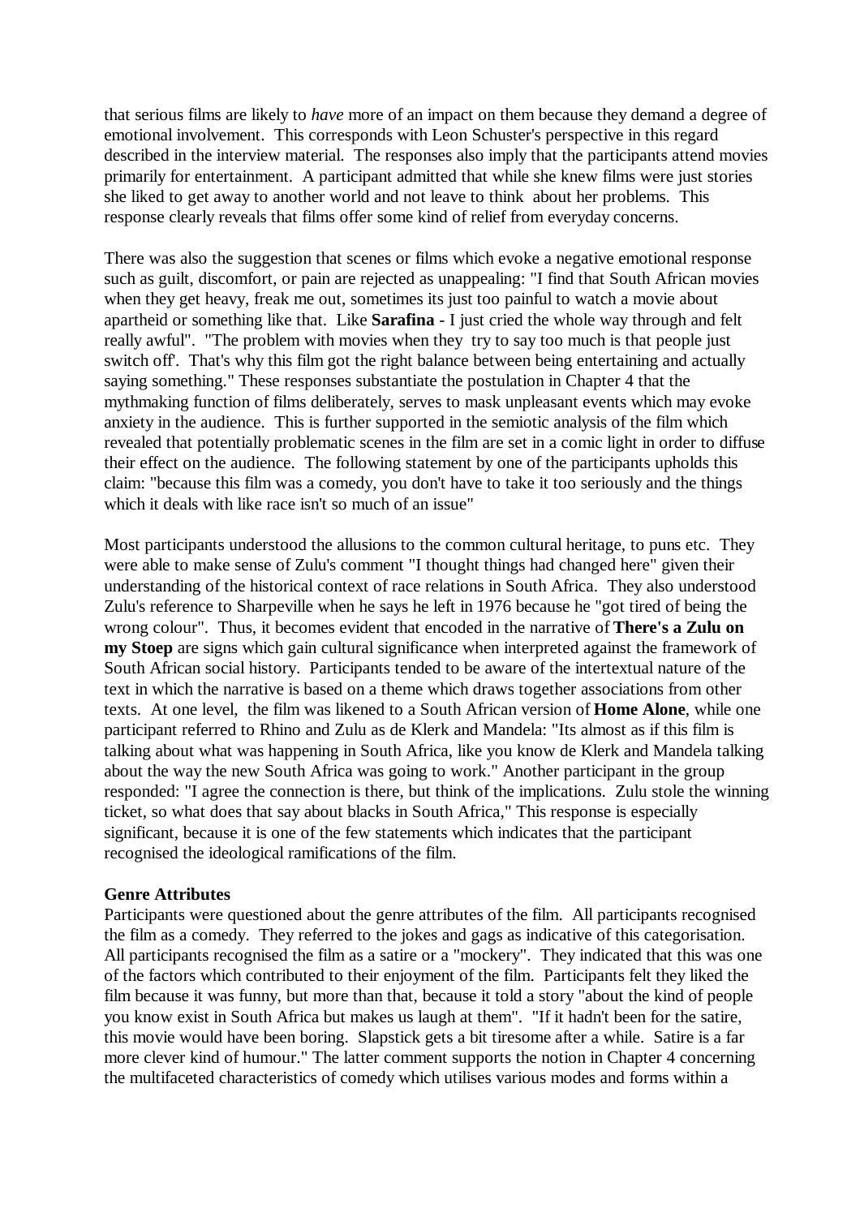that serious films are likely to *have* more of an impact on them because they demand a degree of emotional involvement. This corresponds with Leon Schuster's perspective in this regard described in the interview material. The responses also imply that the participants attend movies primarily for entertainment. A participant admitted that while she knew films were just stories she liked to get away to another world and not leave to think about her problems. This response clearly reveals that films offer some kind of relief from everyday concerns.

There was also the suggestion that scenes or films which evoke a negative emotional response such as guilt, discomfort, or pain are rejected as unappealing: "I find that South African movies when they get heavy, freak me out, sometimes its just too painful to watch a movie about apartheid or something like that. Like **Sarafina** - I just cried the whole way through and felt really awful". "The problem with movies when they try to say too much is that people just switch off'. That's why this film got the right balance between being entertaining and actually saying something." These responses substantiate the postulation in Chapter 4 that the mythmaking function of films deliberately, serves to mask unpleasant events which may evoke anxiety in the audience. This is further supported in the semiotic analysis of the film which revealed that potentially problematic scenes in the film are set in a comic light in order to diffuse their effect on the audience. The following statement by one of the participants upholds this claim: "because this film was a comedy, you don't have to take it too seriously and the things which it deals with like race isn't so much of an issue"

Most participants understood the allusions to the common cultural heritage, to puns etc. They were able to make sense of Zulu's comment "I thought things had changed here" given their understanding of the historical context of race relations in South Africa. They also understood Zulu's reference to Sharpeville when he says he left in 1976 because he "got tired of being the wrong colour". Thus, it becomes evident that encoded in the narrative of **There's a Zulu on my Stoep** are signs which gain cultural significance when interpreted against the framework of South African social history. Participants tended to be aware of the intertextual nature of the text in which the narrative is based on a theme which draws together associations from other texts. At one level, the film was likened to a South African version of **Home Alone**, while one participant referred to Rhino and Zulu as de Klerk and Mandela: "Its almost as if this film is talking about what was happening in South Africa, like you know de Klerk and Mandela talking about the way the new South Africa was going to work." Another participant in the group responded: "I agree the connection is there, but think of the implications. Zulu stole the winning ticket, so what does that say about blacks in South Africa," This response is especially significant, because it is one of the few statements which indicates that the participant recognised the ideological ramifications of the film.

**Genre Attributes**

Participants were questioned about the genre attributes of the film. All participants recognised the film as a comedy. They referred to the jokes and gags as indicative of this categorisation. All participants recognised the film as a satire or a "mockery". They indicated that this was one of the factors which contributed to their enjoyment of the film. Participants felt they liked the film because it was funny, but more than that, because it told a story "about the kind of people you know exist in South Africa but makes us laugh at them". "If it hadn't been for the satire, this movie would have been boring. Slapstick gets a bit tiresome after a while. Satire is a far more clever kind of humour." The latter comment supports the notion in Chapter 4 concerning the multifaceted characteristics of comedy which utilises various modes and forms within a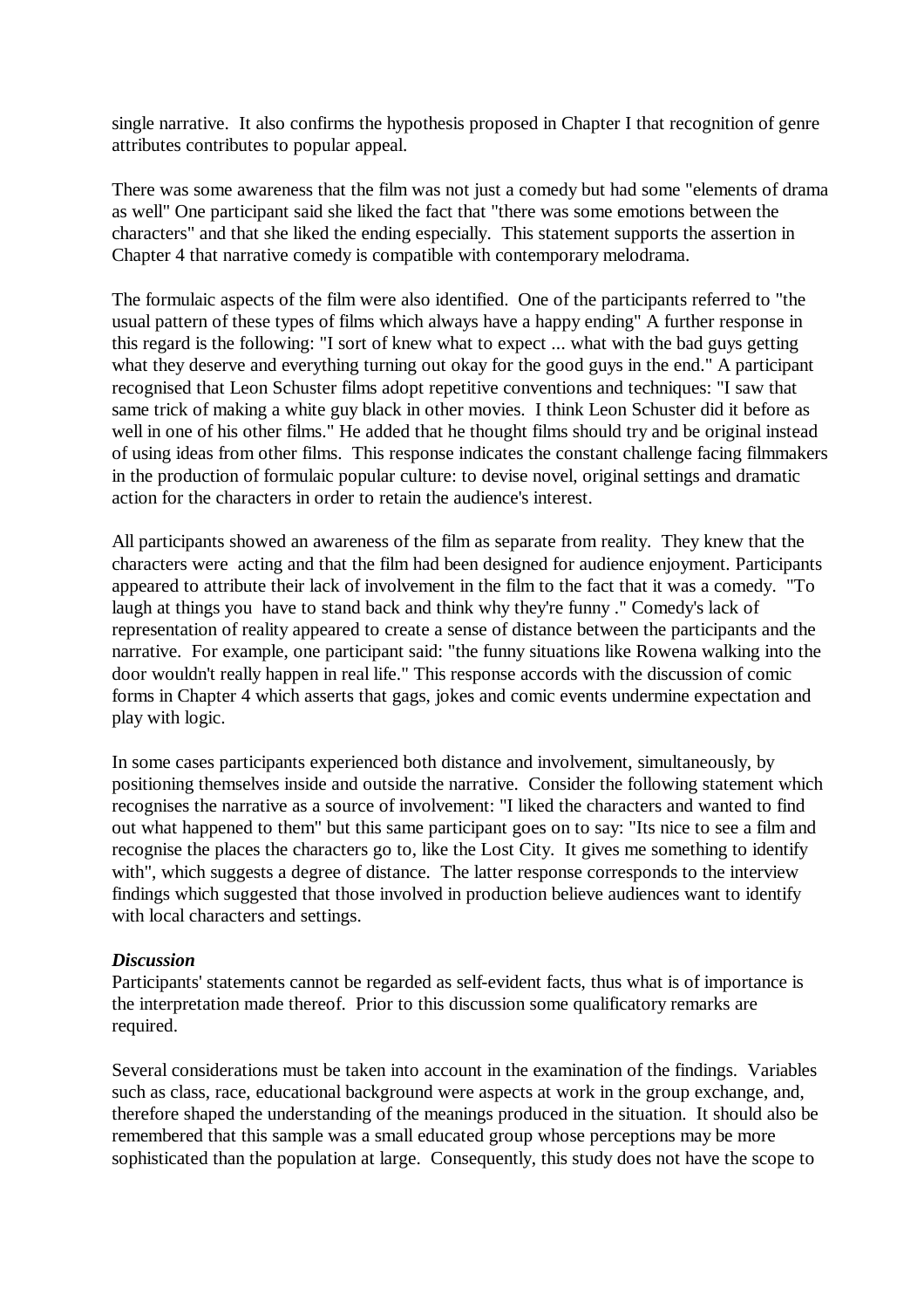single narrative. It also confirms the hypothesis proposed in Chapter I that recognition of genre attributes contributes to popular appeal.

There was some awareness that the film was not just a comedy but had some "elements of drama as well" One participant said she liked the fact that "there was some emotions between the characters" and that she liked the ending especially. This statement supports the assertion in Chapter 4 that narrative comedy is compatible with contemporary melodrama.

The formulaic aspects of the film were also identified. One of the participants referred to "the usual pattern of these types of films which always have a happy ending" A further response in this regard is the following: "I sort of knew what to expect ... what with the bad guys getting what they deserve and everything turning out okay for the good guys in the end." A participant recognised that Leon Schuster films adopt repetitive conventions and techniques: "I saw that same trick of making a white guy black in other movies. I think Leon Schuster did it before as well in one of his other films." He added that he thought films should try and be original instead of using ideas from other films. This response indicates the constant challenge facing filmmakers in the production of formulaic popular culture: to devise novel, original settings and dramatic action for the characters in order to retain the audience's interest.

All participants showed an awareness of the film as separate from reality. They knew that the characters were acting and that the film had been designed for audience enjoyment. Participants appeared to attribute their lack of involvement in the film to the fact that it was a comedy. "To laugh at things you have to stand back and think why they're funny ." Comedy's lack of representation of reality appeared to create a sense of distance between the participants and the narrative. For example, one participant said: "the funny situations like Rowena walking into the door wouldn't really happen in real life." This response accords with the discussion of comic forms in Chapter 4 which asserts that gags, jokes and comic events undermine expectation and play with logic.

In some cases participants experienced both distance and involvement, simultaneously, by positioning themselves inside and outside the narrative. Consider the following statement which recognises the narrative as a source of involvement: "I liked the characters and wanted to find out what happened to them" but this same participant goes on to say: "Its nice to see a film and recognise the places the characters go to, like the Lost City. It gives me something to identify with", which suggests a degree of distance. The latter response corresponds to the interview findings which suggested that those involved in production believe audiences want to identify with local characters and settings.

***Discussion***

Participants' statements cannot be regarded as self-evident facts, thus what is of importance is the interpretation made thereof. Prior to this discussion some qualificatory remarks are required.

Several considerations must be taken into account in the examination of the findings. Variables such as class, race, educational background were aspects at work in the group exchange, and, therefore shaped the understanding of the meanings produced in the situation. It should also be remembered that this sample was a small educated group whose perceptions may be more sophisticated than the population at large. Consequently, this study does not have the scope to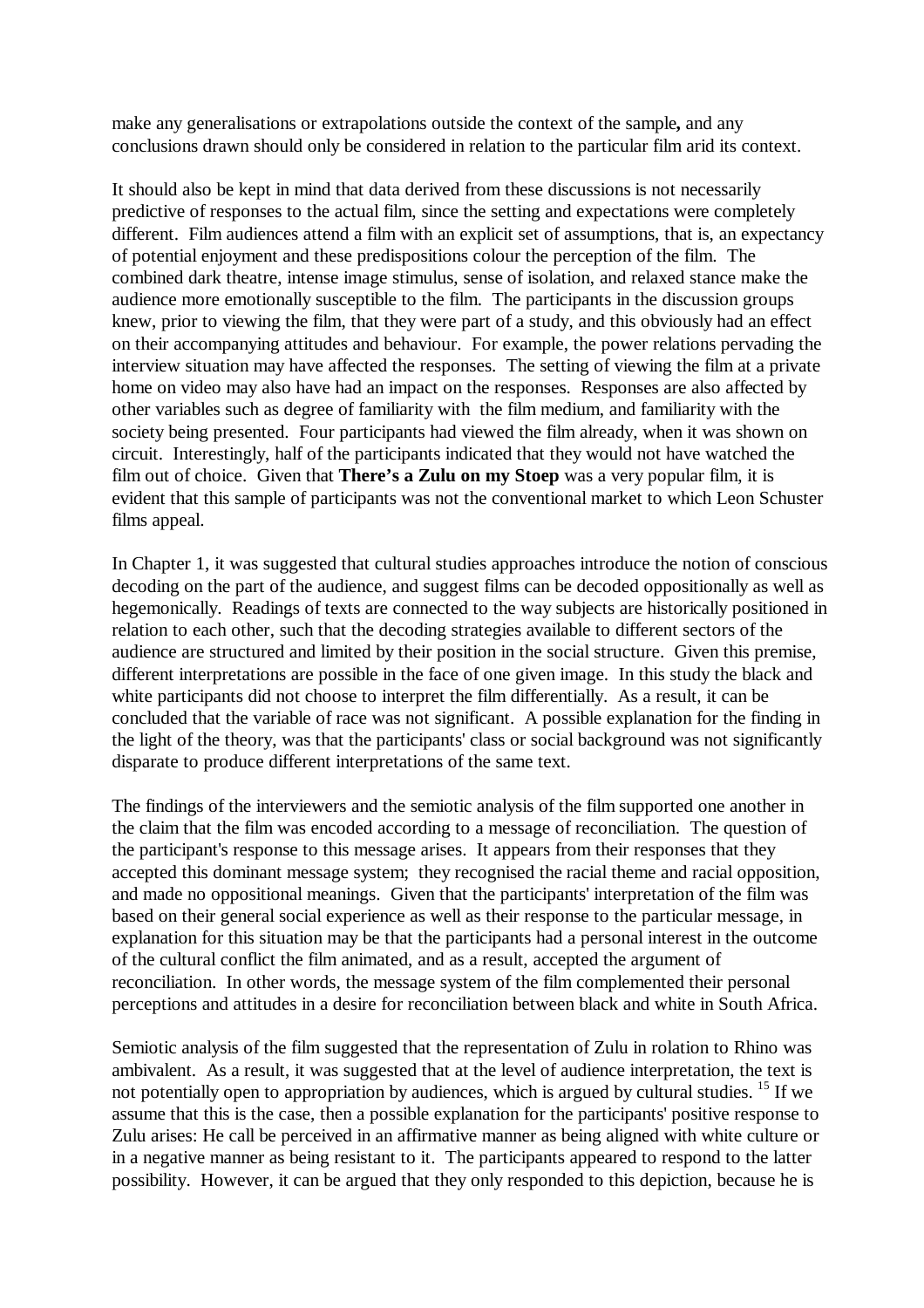make any generalisations or extrapolations outside the context of the sample**,** and any conclusions drawn should only be considered in relation to the particular film arid its context.

It should also be kept in mind that data derived from these discussions is not necessarily predictive of responses to the actual film, since the setting and expectations were completely different. Film audiences attend a film with an explicit set of assumptions, that is, an expectancy of potential enjoyment and these predispositions colour the perception of the film. The combined dark theatre, intense image stimulus, sense of isolation, and relaxed stance make the audience more emotionally susceptible to the film. The participants in the discussion groups knew, prior to viewing the film, that they were part of a study, and this obviously had an effect on their accompanying attitudes and behaviour. For example, the power relations pervading the interview situation may have affected the responses. The setting of viewing the film at a private home on video may also have had an impact on the responses. Responses are also affected by other variables such as degree of familiarity with the film medium, and familiarity with the society being presented. Four participants had viewed the film already, when it was shown on circuit. Interestingly, half of the participants indicated that they would not have watched the film out of choice. Given that **There's a Zulu on my Stoep** was a very popular film, it is evident that this sample of participants was not the conventional market to which Leon Schuster films appeal.

In Chapter 1, it was suggested that cultural studies approaches introduce the notion of conscious decoding on the part of the audience, and suggest films can be decoded oppositionally as well as hegemonically. Readings of texts are connected to the way subjects are historically positioned in relation to each other, such that the decoding strategies available to different sectors of the audience are structured and limited by their position in the social structure. Given this premise, different interpretations are possible in the face of one given image. In this study the black and white participants did not choose to interpret the film differentially. As a result, it can be concluded that the variable of race was not significant. A possible explanation for the finding in the light of the theory, was that the participants' class or social background was not significantly disparate to produce different interpretations of the same text.

The findings of the interviewers and the semiotic analysis of the film supported one another in the claim that the film was encoded according to a message of reconciliation. The question of the participant's response to this message arises. It appears from their responses that they accepted this dominant message system; they recognised the racial theme and racial opposition, and made no oppositional meanings. Given that the participants' interpretation of the film was based on their general social experience as well as their response to the particular message, in explanation for this situation may be that the participants had a personal interest in the outcome of the cultural conflict the film animated, and as a result, accepted the argument of reconciliation. In other words, the message system of the film complemented their personal perceptions and attitudes in a desire for reconciliation between black and white in South Africa.

Semiotic analysis of the film suggested that the representation of Zulu in rolation to Rhino was ambivalent. As a result, it was suggested that at the level of audience interpretation, the text is not potentially open to appropriation by audiences, which is argued by cultural studies. [15] If we assume that this is the case, then a possible explanation for the participants' positive response to Zulu arises: He call be perceived in an affirmative manner as being aligned with white culture or in a negative manner as being resistant to it. The participants appeared to respond to the latter possibility. However, it can be argued that they only responded to this depiction, because he is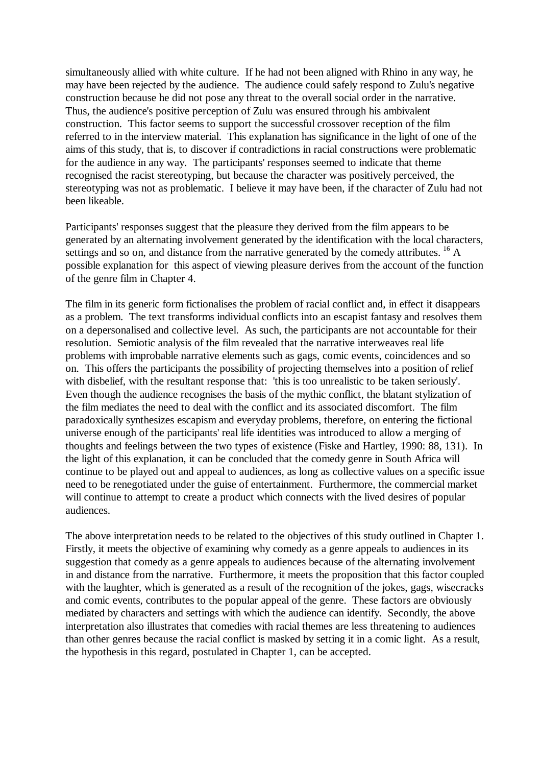simultaneously allied with white culture. If he had not been aligned with Rhino in any way, he may have been rejected by the audience. The audience could safely respond to Zulu's negative construction because he did not pose any threat to the overall social order in the narrative. Thus, the audience's positive perception of Zulu was ensured through his ambivalent construction. This factor seems to support the successful crossover reception of the film referred to in the interview material. This explanation has significance in the light of one of the aims of this study, that is, to discover if contradictions in racial constructions were problematic for the audience in any way. The participants' responses seemed to indicate that theme recognised the racist stereotyping, but because the character was positively perceived, the stereotyping was not as problematic. I believe it may have been, if the character of Zulu had not been likeable.

Participants' responses suggest that the pleasure they derived from the film appears to be generated by an alternating involvement generated by the identification with the local characters, settings and so on, and distance from the narrative generated by the comedy attributes. [16] A possible explanation for this aspect of viewing pleasure derives from the account of the function of the genre film in Chapter 4.

The film in its generic form fictionalises the problem of racial conflict and, in effect it disappears as a problem. The text transforms individual conflicts into an escapist fantasy and resolves them on a depersonalised and collective level. As such, the participants are not accountable for their resolution. Semiotic analysis of the film revealed that the narrative interweaves real life problems with improbable narrative elements such as gags, comic events, coincidences and so on. This offers the participants the possibility of projecting themselves into a position of relief with disbelief, with the resultant response that: 'this is too unrealistic to be taken seriously'. Even though the audience recognises the basis of the mythic conflict, the blatant stylization of the film mediates the need to deal with the conflict and its associated discomfort. The film paradoxically synthesizes escapism and everyday problems, therefore, on entering the fictional universe enough of the participants' real life identities was introduced to allow a merging of thoughts and feelings between the two types of existence (Fiske and Hartley, 1990: 88, 131). In the light of this explanation, it can be concluded that the comedy genre in South Africa will continue to be played out and appeal to audiences, as long as collective values on a specific issue need to be renegotiated under the guise of entertainment. Furthermore, the commercial market will continue to attempt to create a product which connects with the lived desires of popular audiences.

The above interpretation needs to be related to the objectives of this study outlined in Chapter 1. Firstly, it meets the objective of examining why comedy as a genre appeals to audiences in its suggestion that comedy as a genre appeals to audiences because of the alternating involvement in and distance from the narrative. Furthermore, it meets the proposition that this factor coupled with the laughter, which is generated as a result of the recognition of the jokes, gags, wisecracks and comic events, contributes to the popular appeal of the genre. These factors are obviously mediated by characters and settings with which the audience can identify. Secondly, the above interpretation also illustrates that comedies with racial themes are less threatening to audiences than other genres because the racial conflict is masked by setting it in a comic light. As a result, the hypothesis in this regard, postulated in Chapter 1, can be accepted.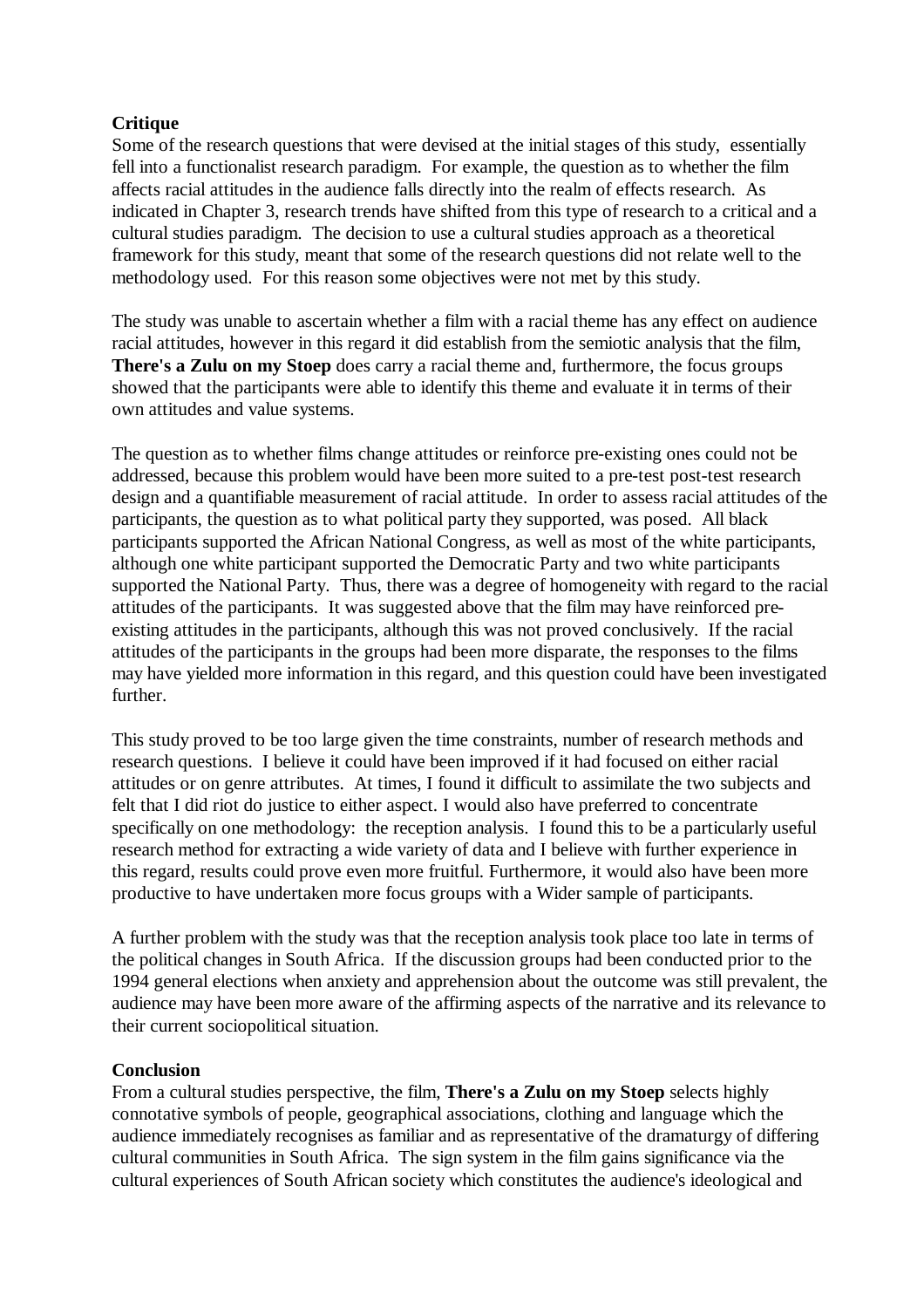**Critique**

Some of the research questions that were devised at the initial stages of this study, essentially fell into a functionalist research paradigm. For example, the question as to whether the film affects racial attitudes in the audience falls directly into the realm of effects research. As indicated in Chapter 3, research trends have shifted from this type of research to a critical and a cultural studies paradigm. The decision to use a cultural studies approach as a theoretical framework for this study, meant that some of the research questions did not relate well to the methodology used. For this reason some objectives were not met by this study.

The study was unable to ascertain whether a film with a racial theme has any effect on audience racial attitudes, however in this regard it did establish from the semiotic analysis that the film, **There's a Zulu on my Stoep** does carry a racial theme and, furthermore, the focus groups showed that the participants were able to identify this theme and evaluate it in terms of their own attitudes and value systems.

The question as to whether films change attitudes or reinforce pre-existing ones could not be addressed, because this problem would have been more suited to a pre-test post-test research design and a quantifiable measurement of racial attitude. In order to assess racial attitudes of the participants, the question as to what political party they supported, was posed. All black participants supported the African National Congress, as well as most of the white participants, although one white participant supported the Democratic Party and two white participants supported the National Party. Thus, there was a degree of homogeneity with regard to the racial attitudes of the participants. It was suggested above that the film may have reinforced pre-existing attitudes in the participants, although this was not proved conclusively. If the racial attitudes of the participants in the groups had been more disparate, the responses to the films may have yielded more information in this regard, and this question could have been investigated further.

This study proved to be too large given the time constraints, number of research methods and research questions. I believe it could have been improved if it had focused on either racial attitudes or on genre attributes. At times, I found it difficult to assimilate the two subjects and felt that I did riot do justice to either aspect. I would also have preferred to concentrate specifically on one methodology: the reception analysis. I found this to be a particularly useful research method for extracting a wide variety of data and I believe with further experience in this regard, results could prove even more fruitful. Furthermore, it would also have been more productive to have undertaken more focus groups with a Wider sample of participants.

A further problem with the study was that the reception analysis took place too late in terms of the political changes in South Africa. If the discussion groups had been conducted prior to the 1994 general elections when anxiety and apprehension about the outcome was still prevalent, the audience may have been more aware of the affirming aspects of the narrative and its relevance to their current sociopolitical situation.

**Conclusion**

From a cultural studies perspective, the film, **There's a Zulu on my Stoep** selects highly connotative symbols of people, geographical associations, clothing and language which the audience immediately recognises as familiar and as representative of the dramaturgy of differing cultural communities in South Africa. The sign system in the film gains significance via the cultural experiences of South African society which constitutes the audience's ideological and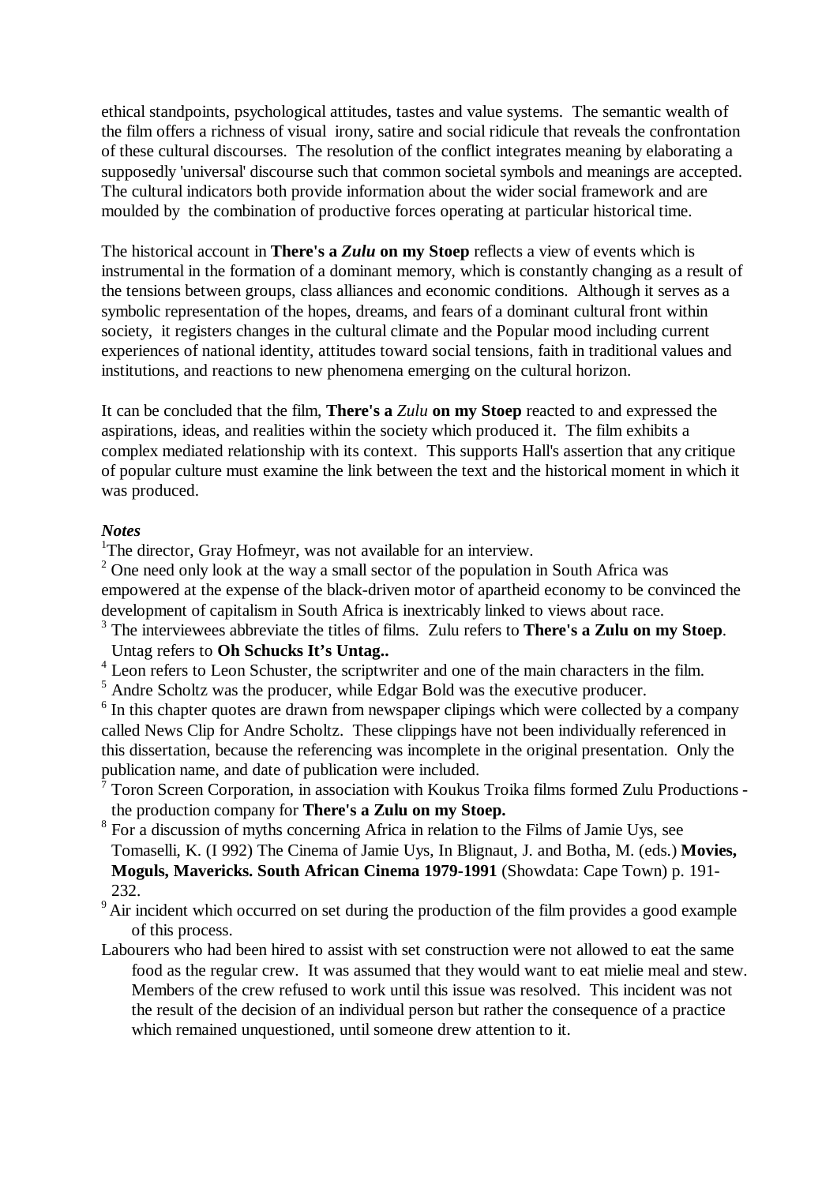ethical standpoints, psychological attitudes, tastes and value systems. The semantic wealth of the film offers a richness of visual irony, satire and social ridicule that reveals the confrontation of these cultural discourses. The resolution of the conflict integrates meaning by elaborating a supposedly 'universal' discourse such that common societal symbols and meanings are accepted. The cultural indicators both provide information about the wider social framework and are moulded by the combination of productive forces operating at particular historical time.

The historical account in **There's a *Zulu* on my Stoep** reflects a view of events which is instrumental in the formation of a dominant memory, which is constantly changing as a result of the tensions between groups, class alliances and economic conditions. Although it serves as a symbolic representation of the hopes, dreams, and fears of a dominant cultural front within society, it registers changes in the cultural climate and the Popular mood including current experiences of national identity, attitudes toward social tensions, faith in traditional values and institutions, and reactions to new phenomena emerging on the cultural horizon.

It can be concluded that the film, **There's a** *Zulu* **on my Stoep** reacted to and expressed the aspirations, ideas, and realities within the society which produced it. The film exhibits a complex mediated relationship with its context. This supports Hall's assertion that any critique of popular culture must examine the link between the text and the historical moment in which it was produced.

***Notes***

[1]The director, Gray Hofmeyr, was not available for an interview.

[2] One need only look at the way a small sector of the population in South Africa was empowered at the expense of the black-driven motor of apartheid economy to be convinced the development of capitalism in South Africa is inextricably linked to views about race.

[3] The interviewees abbreviate the titles of films. Zulu refers to **There's a Zulu on my Stoep**. Untag refers to **Oh Schucks It's Untag..**

[4] Leon refers to Leon Schuster, the scriptwriter and one of the main characters in the film.

[5] Andre Scholtz was the producer, while Edgar Bold was the executive producer.

[6] In this chapter quotes are drawn from newspaper clipings which were collected by a company called News Clip for Andre Scholtz. These clippings have not been individually referenced in this dissertation, because the referencing was incomplete in the original presentation. Only the publication name, and date of publication were included.

[7] Toron Screen Corporation, in association with Koukus Troika films formed Zulu Productions - the production company for **There's a Zulu on my Stoep.**

[8] For a discussion of myths concerning Africa in relation to the Films of Jamie Uys, see Tomaselli, K. (I 992) The Cinema of Jamie Uys, In Blignaut, J. and Botha, M. (eds.) **Movies, Moguls, Mavericks. South African Cinema 1979-1991** (Showdata: Cape Town) p. 191-232.

[9] Air incident which occurred on set during the production of the film provides a good example of this process.

Labourers who had been hired to assist with set construction were not allowed to eat the same food as the regular crew. It was assumed that they would want to eat mielie meal and stew. Members of the crew refused to work until this issue was resolved. This incident was not the result of the decision of an individual person but rather the consequence of a practice which remained unquestioned, until someone drew attention to it.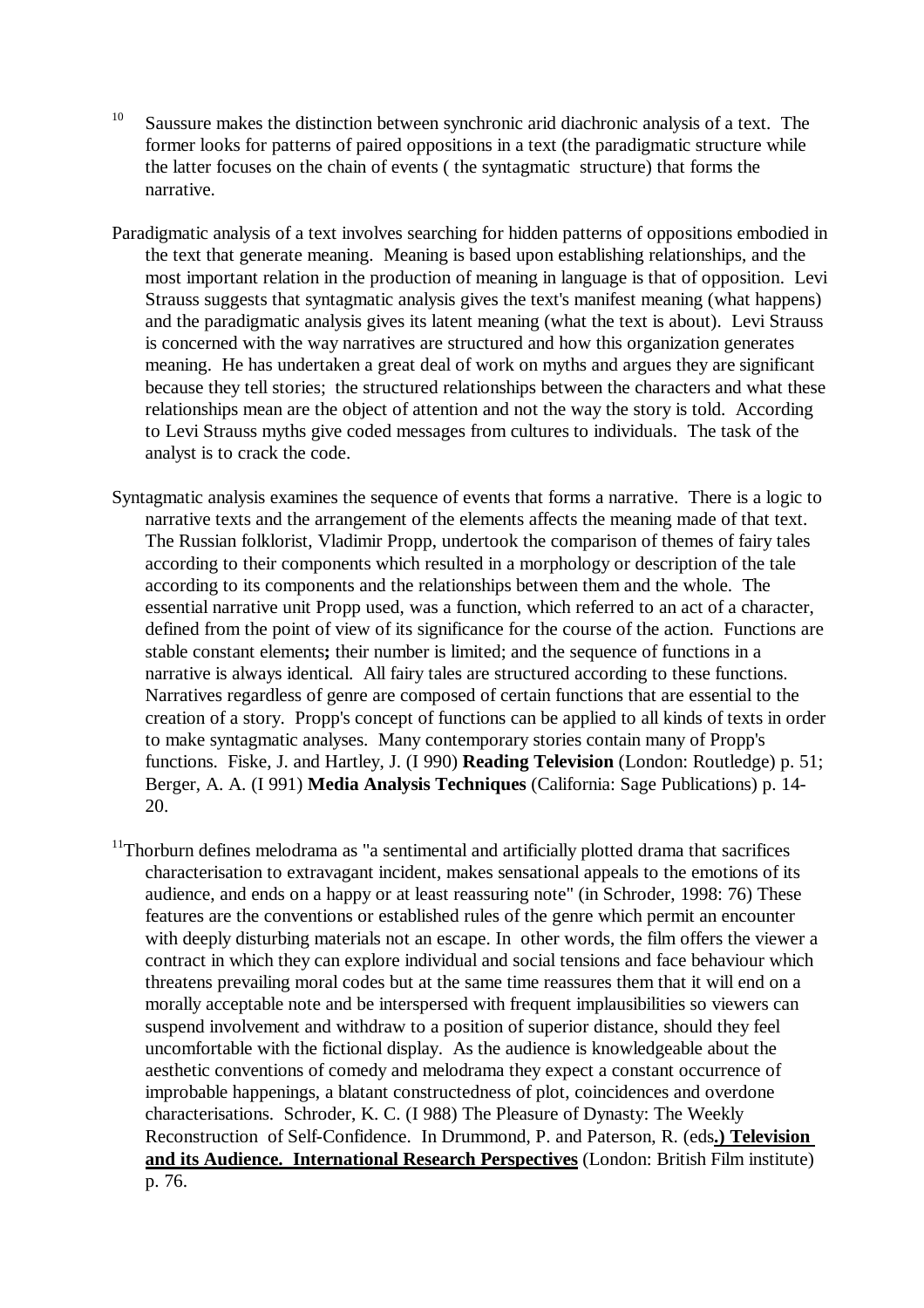[10] Saussure makes the distinction between synchronic arid diachronic analysis of a text. The former looks for patterns of paired oppositions in a text (the paradigmatic structure while the latter focuses on the chain of events ( the syntagmatic structure) that forms the narrative.

Paradigmatic analysis of a text involves searching for hidden patterns of oppositions embodied in the text that generate meaning. Meaning is based upon establishing relationships, and the most important relation in the production of meaning in language is that of opposition. Levi Strauss suggests that syntagmatic analysis gives the text's manifest meaning (what happens) and the paradigmatic analysis gives its latent meaning (what the text is about). Levi Strauss is concerned with the way narratives are structured and how this organization generates meaning. He has undertaken a great deal of work on myths and argues they are significant because they tell stories; the structured relationships between the characters and what these relationships mean are the object of attention and not the way the story is told. According to Levi Strauss myths give coded messages from cultures to individuals. The task of the analyst is to crack the code.

Syntagmatic analysis examines the sequence of events that forms a narrative. There is a logic to narrative texts and the arrangement of the elements affects the meaning made of that text. The Russian folklorist, Vladimir Propp, undertook the comparison of themes of fairy tales according to their components which resulted in a morphology or description of the tale according to its components and the relationships between them and the whole. The essential narrative unit Propp used, was a function, which referred to an act of a character, defined from the point of view of its significance for the course of the action. Functions are stable constant elements**;** their number is limited; and the sequence of functions in a narrative is always identical. All fairy tales are structured according to these functions. Narratives regardless of genre are composed of certain functions that are essential to the creation of a story. Propp's concept of functions can be applied to all kinds of texts in order to make syntagmatic analyses. Many contemporary stories contain many of Propp's functions. Fiske, J. and Hartley, J. (I 990) **Reading Television** (London: Routledge) p. 51; Berger, A. A. (I 991) **Media Analysis Techniques** (California: Sage Publications) p. 14-20.

[11] Thorburn defines melodrama as "a sentimental and artificially plotted drama that sacrifices characterisation to extravagant incident, makes sensational appeals to the emotions of its audience, and ends on a happy or at least reassuring note" (in Schroder, 1998: 76) These features are the conventions or established rules of the genre which permit an encounter with deeply disturbing materials not an escape. In other words, the film offers the viewer a contract in which they can explore individual and social tensions and face behaviour which threatens prevailing moral codes but at the same time reassures them that it will end on a morally acceptable note and be interspersed with frequent implausibilities so viewers can suspend involvement and withdraw to a position of superior distance, should they feel uncomfortable with the fictional display. As the audience is knowledgeable about the aesthetic conventions of comedy and melodrama they expect a constant occurrence of improbable happenings, a blatant constructedness of plot, coincidences and overdone characterisations. Schroder, K. C. (I 988) The Pleasure of Dynasty: The Weekly Reconstruction of Self-Confidence. In Drummond, P. and Paterson, R. (eds**.) Television and its Audience. International Research Perspectives** (London: British Film institute) p. 76.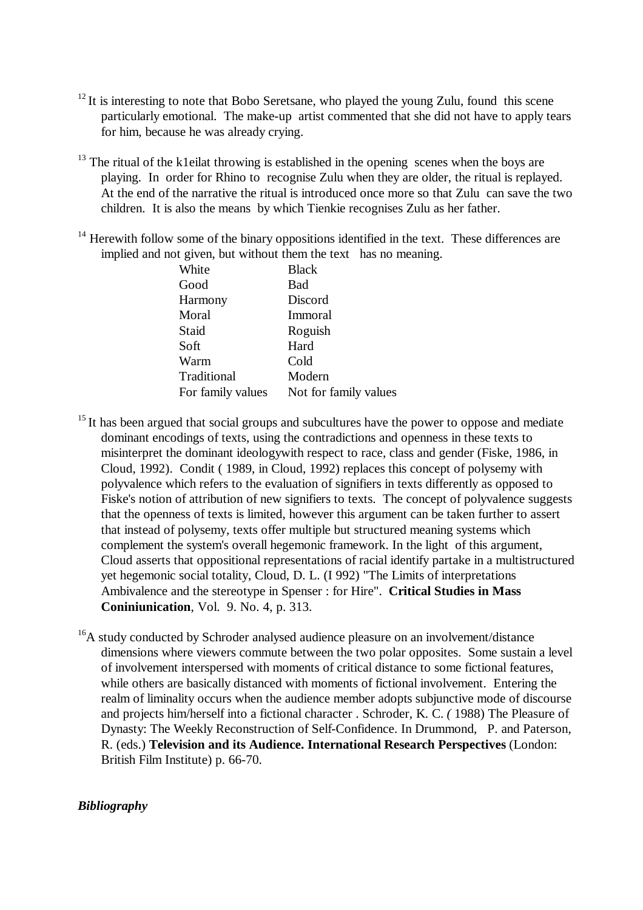[12] It is interesting to note that Bobo Seretsane, who played the young Zulu, found this scene particularly emotional. The make-up artist commented that she did not have to apply tears for him, because he was already crying.

[13] The ritual of the k1eilat throwing is established in the opening scenes when the boys are playing. In order for Rhino to recognise Zulu when they are older, the ritual is replayed. At the end of the narrative the ritual is introduced once more so that Zulu can save the two children. It is also the means by which Tienkie recognises Zulu as her father.

[14] Herewith follow some of the binary oppositions identified in the text. These differences are implied and not given, but without them the text has no meaning.

| | |
|---|---|
| White | Black |
| Good | Bad |
| Harmony | Discord |
| Moral | Immoral |
| Staid | Roguish |
| Soft | Hard |
| Warm | Cold |
| Traditional | Modern |
| For family values | Not for family values |

[15] It has been argued that social groups and subcultures have the power to oppose and mediate dominant encodings of texts, using the contradictions and openness in these texts to misinterpret the dominant ideologywith respect to race, class and gender (Fiske, 1986, in Cloud, 1992). Condit ( 1989, in Cloud, 1992) replaces this concept of polysemy with polyvalence which refers to the evaluation of signifiers in texts differently as opposed to Fiske's notion of attribution of new signifiers to texts. The concept of polyvalence suggests that the openness of texts is limited, however this argument can be taken further to assert that instead of polysemy, texts offer multiple but structured meaning systems which complement the system's overall hegemonic framework. In the light of this argument, Cloud asserts that oppositional representations of racial identify partake in a multistructured yet hegemonic social totality, Cloud, D. L. (I 992) "The Limits of interpretations Ambivalence and the stereotype in Spenser : for Hire". **Critical Studies in Mass Coniniunication**, Vol. 9. No. 4, p. 313.

[16] A study conducted by Schroder analysed audience pleasure on an involvement/distance dimensions where viewers commute between the two polar opposites. Some sustain a level of involvement interspersed with moments of critical distance to some fictional features, while others are basically distanced with moments of fictional involvement. Entering the realm of liminality occurs when the audience member adopts subjunctive mode of discourse and projects him/herself into a fictional character . Schroder, K. C. *(* 1988) The Pleasure of Dynasty: The Weekly Reconstruction of Self-Confidence. In Drummond, P. and Paterson, R. (eds.) **Television and its Audience. International Research Perspectives** (London: British Film Institute) p. 66-70.

***Bibliography***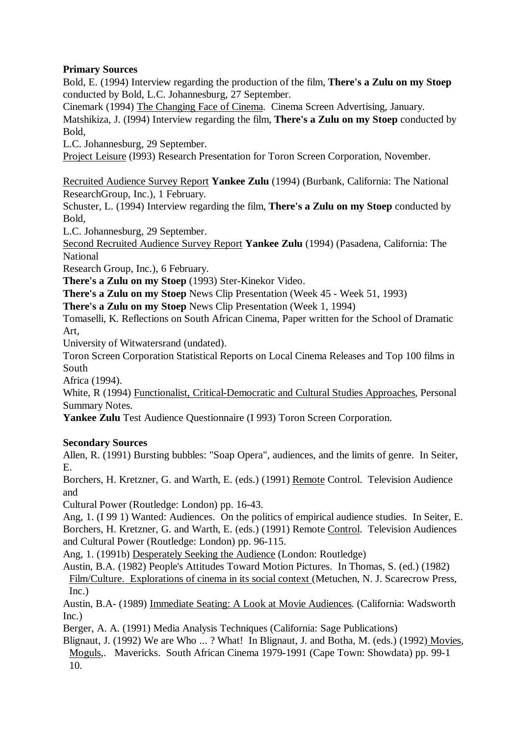**Primary Sources**

Bold, E. (1994) Interview regarding the production of the film, **There's a Zulu on my Stoep** conducted by Bold, L.C. Johannesburg, 27 September.

Cinemark (1994) The Changing Face of Cinema. Cinema Screen Advertising, January.

Matshikiza, J. (I994) Interview regarding the film, **There's a Zulu on my Stoep** conducted by Bold,
L.C. Johannesburg, 29 September.

Project Leisure (I993) Research Presentation for Toron Screen Corporation, November.

Recruited Audience Survey Report **Yankee Zulu** (1994) (Burbank, California: The National ResearchGroup, Inc.), 1 February.

Schuster, L. (1994) Interview regarding the film, **There's a Zulu on my Stoep** conducted by Bold,
L.C. Johannesburg, 29 September.

Second Recruited Audience Survey Report **Yankee Zulu** (1994) (Pasadena, California: The National
Research Group, Inc.), 6 February.

**There's a Zulu on my Stoep** (1993) Ster-Kinekor Video.

**There's a Zulu on my Stoep** News Clip Presentation (Week 45 - Week 51, 1993)

**There's a Zulu on my Stoep** News Clip Presentation (Week 1, 1994)

Tomaselli, K. Reflections on South African Cinema, Paper written for the School of Dramatic Art,
University of Witwatersrand (undated).

Toron Screen Corporation Statistical Reports on Local Cinema Releases and Top 100 films in South
Africa (1994).

White, R (1994) Functionalist, Critical-Democratic and Cultural Studies Approaches, Personal Summary Notes.

**Yankee Zulu** Test Audience Questionnaire (I 993) Toron Screen Corporation.

**Secondary Sources**

Allen, R. (1991) Bursting bubbles: "Soap Opera", audiences, and the limits of genre. In Seiter, E.
Borchers, H. Kretzner, G. and Warth, E. (eds.) (1991) Remote Control. Television Audience and
Cultural Power (Routledge: London) pp. 16-43.

Ang, 1. (I 99 1) Wanted: Audiences. On the politics of empirical audience studies. In Seiter, E. Borchers, H. Kretzner, G. and Warth, E. (eds.) (1991) Remote Control. Television Audiences and Cultural Power (Routledge: London) pp. 96-115.

Ang, 1. (1991b) Desperately Seeking the Audience (London: Routledge)

Austin, B.A. (1982) People's Attitudes Toward Motion Pictures. In Thomas, S. (ed.) (1982) Film/Culture. Explorations of cinema in its social context (Metuchen, N. J. Scarecrow Press, Inc.)

Austin, B.A- (1989) Immediate Seating: A Look at Movie Audiences. (California: Wadsworth Inc.)

Berger, A. A. (1991) Media Analysis Techniques (California: Sage Publications)

Blignaut, J. (1992) We are Who ... ? What! In Blignaut, J. and Botha, M. (eds.) (1992) Movies, Moguls,. Mavericks. South African Cinema 1979-1991 (Cape Town: Showdata) pp. 99-1 10.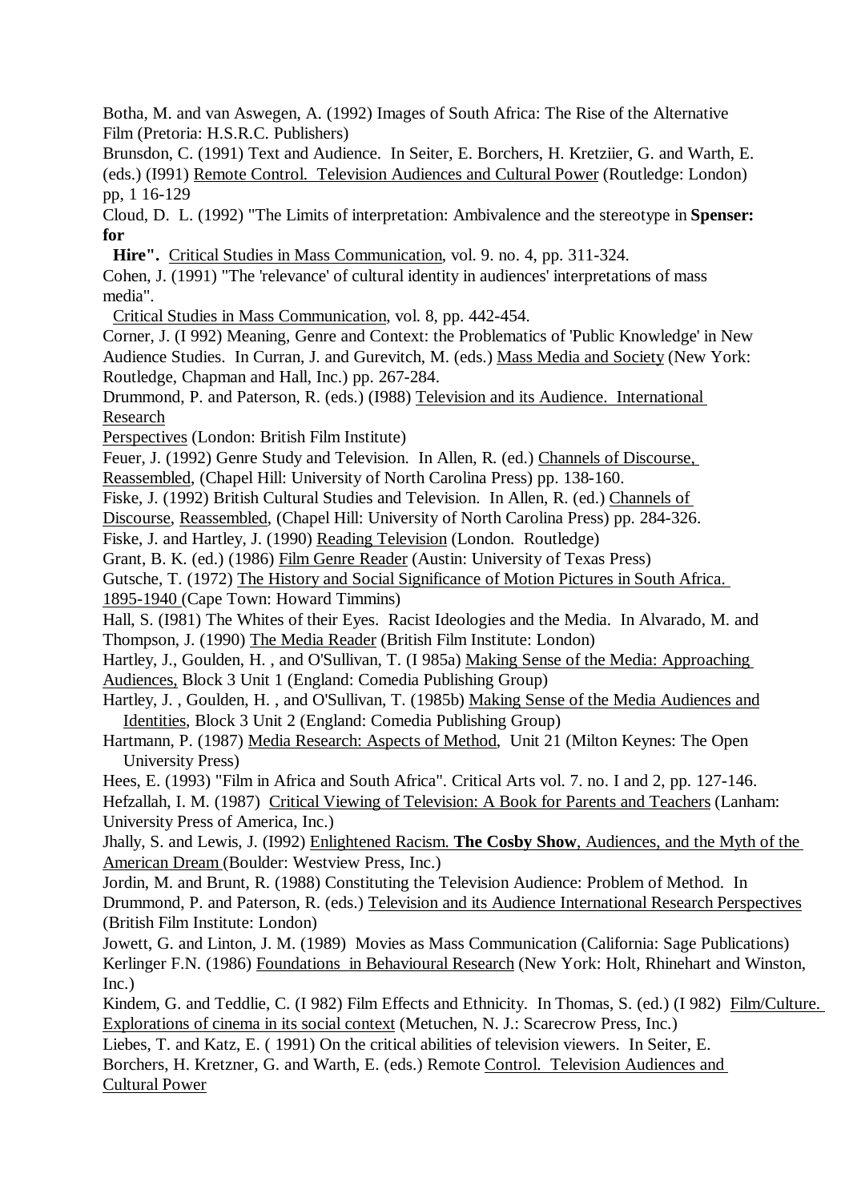Botha, M. and van Aswegen, A. (1992) Images of South Africa: The Rise of the Alternative Film (Pretoria: H.S.R.C. Publishers)

Brunsdon, C. (1991) Text and Audience. In Seiter, E. Borchers, H. Kretziier, G. and Warth, E. (eds.) (I991) Remote Control. Television Audiences and Cultural Power (Routledge: London) pp, 1 16-129

Cloud, D. L. (1992) "The Limits of interpretation: Ambivalence and the stereotype in **Spenser: for Hire".** Critical Studies in Mass Communication, vol. 9. no. 4, pp. 311-324.

Cohen, J. (1991) "The 'relevance' of cultural identity in audiences' interpretations of mass media". Critical Studies in Mass Communication, vol. 8, pp. 442-454.

Corner, J. (I 992) Meaning, Genre and Context: the Problematics of 'Public Knowledge' in New Audience Studies. In Curran, J. and Gurevitch, M. (eds.) Mass Media and Society (New York: Routledge, Chapman and Hall, Inc.) pp. 267-284.

Drummond, P. and Paterson, R. (eds.) (I988) Television and its Audience. International Research Perspectives (London: British Film Institute)

Feuer, J. (1992) Genre Study and Television. In Allen, R. (ed.) Channels of Discourse, Reassembled, (Chapel Hill: University of North Carolina Press) pp. 138-160.

Fiske, J. (1992) British Cultural Studies and Television. In Allen, R. (ed.) Channels of Discourse, Reassembled, (Chapel Hill: University of North Carolina Press) pp. 284-326.

Fiske, J. and Hartley, J. (1990) Reading Television (London. Routledge)

Grant, B. K. (ed.) (1986) Film Genre Reader (Austin: University of Texas Press)

Gutsche, T. (1972) The History and Social Significance of Motion Pictures in South Africa. 1895-1940 (Cape Town: Howard Timmins)

Hall, S. (I981) The Whites of their Eyes. Racist Ideologies and the Media. In Alvarado, M. and Thompson, J. (1990) The Media Reader (British Film Institute: London)

Hartley, J., Goulden, H. , and O'Sullivan, T. (I 985a) Making Sense of the Media: Approaching Audiences, Block 3 Unit 1 (England: Comedia Publishing Group)

Hartley, J. , Goulden, H. , and O'Sullivan, T. (1985b) Making Sense of the Media Audiences and Identities, Block 3 Unit 2 (England: Comedia Publishing Group)

Hartmann, P. (1987) Media Research: Aspects of Method, Unit 21 (Milton Keynes: The Open University Press)

Hees, E. (1993) "Film in Africa and South Africa". Critical Arts vol. 7. no. I and 2, pp. 127-146.

Hefzallah, I. M. (1987) Critical Viewing of Television: A Book for Parents and Teachers (Lanham: University Press of America, Inc.)

Jhally, S. and Lewis, J. (I992) Enlightened Racism. **The Cosby Show**, Audiences, and the Myth of the American Dream (Boulder: Westview Press, Inc.)

Jordin, M. and Brunt, R. (1988) Constituting the Television Audience: Problem of Method. In Drummond, P. and Paterson, R. (eds.) Television and its Audience International Research Perspectives (British Film Institute: London)

Jowett, G. and Linton, J. M. (1989) Movies as Mass Communication (California: Sage Publications)

Kerlinger F.N. (1986) Foundations in Behavioural Research (New York: Holt, Rhinehart and Winston, Inc.)

Kindem, G. and Teddlie, C. (I 982) Film Effects and Ethnicity. In Thomas, S. (ed.) (I 982) Film/Culture. Explorations of cinema in its social context (Metuchen, N. J.: Scarecrow Press, Inc.)

Liebes, T. and Katz, E. ( 1991) On the critical abilities of television viewers. In Seiter, E. Borchers, H. Kretzner, G. and Warth, E. (eds.) Remote Control. Television Audiences and Cultural Power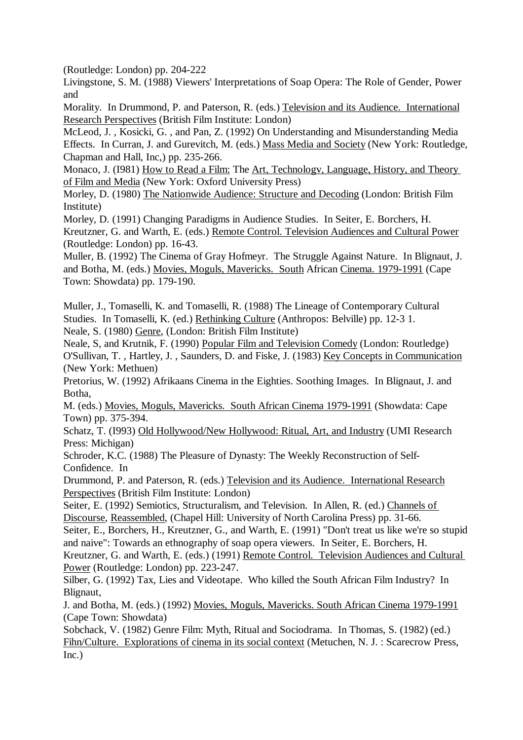(Routledge: London) pp. 204-222

Livingstone, S. M. (1988) Viewers' Interpretations of Soap Opera: The Role of Gender, Power and Morality. In Drummond, P. and Paterson, R. (eds.) Television and its Audience. International Research Perspectives (British Film Institute: London)

McLeod, J. , Kosicki, G. , and Pan, Z. (1992) On Understanding and Misunderstanding Media Effects. In Curran, J. and Gurevitch, M. (eds.) Mass Media and Society (New York: Routledge, Chapman and Hall, Inc,) pp. 235-266.

Monaco, J. (I981) How to Read a Film: The Art, Technologv, Language, History, and Theory of Film and Media (New York: Oxford University Press)

Morley, D. (1980) The Nationwide Audience: Structure and Decoding (London: British Film Institute)

Morley, D. (1991) Changing Paradigms in Audience Studies. In Seiter, E. Borchers, H. Kreutzner, G. and Warth, E. (eds.) Remote Control. Television Audiences and Cultural Power (Routledge: London) pp. 16-43.

Muller, B. (1992) The Cinema of Gray Hofmeyr. The Struggle Against Nature. In Blignaut, J. and Botha, M. (eds.) Movies, Moguls, Mavericks. South African Cinema. 1979-1991 (Cape Town: Showdata) pp. 179-190.

Muller, J., Tomaselli, K. and Tomaselli, R. (1988) The Lineage of Contemporary Cultural Studies. In Tomaselli, K. (ed.) Rethinking Culture (Anthropos: Belville) pp. 12-3 1.

Neale, S. (1980) Genre, (London: British Film Institute)

Neale, S, and Krutnik, F. (1990) Popular Film and Television Comedy (London: Routledge)

O'Sullivan, T. , Hartley, J. , Saunders, D. and Fiske, J. (1983) Key Concepts in Communication (New York: Methuen)

Pretorius, W. (1992) Afrikaans Cinema in the Eighties. Soothing Images. In Blignaut, J. and Botha, M. (eds.) Movies, Moguls, Mavericks. South African Cinema 1979-1991 (Showdata: Cape Town) pp. 375-394.

Schatz, T. (I993) Old Hollywood/New Hollywood: Ritual, Art, and Industry (UMI Research Press: Michigan)

Schroder, K.C. (1988) The Pleasure of Dynasty: The Weekly Reconstruction of Self-Confidence. In Drummond, P. and Paterson, R. (eds.) Television and its Audience. International Research Perspectives (British Film Institute: London)

Seiter, E. (1992) Semiotics, Structuralism, and Television. In Allen, R. (ed.) Channels of Discourse, Reassembled, (Chapel Hill: University of North Carolina Press) pp. 31-66.

Seiter, E., Borchers, H., Kreutzner, G., and Warth, E. (1991) "Don't treat us like we're so stupid and naive": Towards an ethnography of soap opera viewers. In Seiter, E. Borchers, H. Kreutzner, G. and Warth, E. (eds.) (1991) Remote Control. Television Audiences and Cultural Power (Routledge: London) pp. 223-247.

Silber, G. (1992) Tax, Lies and Videotape. Who killed the South African Film Industry? In Blignaut, J. and Botha, M. (eds.) (1992) Movies, Moguls, Mavericks. South African Cinema 1979-1991 (Cape Town: Showdata)

Sobchack, V. (1982) Genre Film: Myth, Ritual and Sociodrama. In Thomas, S. (1982) (ed.) Fihn/Culture. Explorations of cinema in its social context (Metuchen, N. J. : Scarecrow Press, Inc.)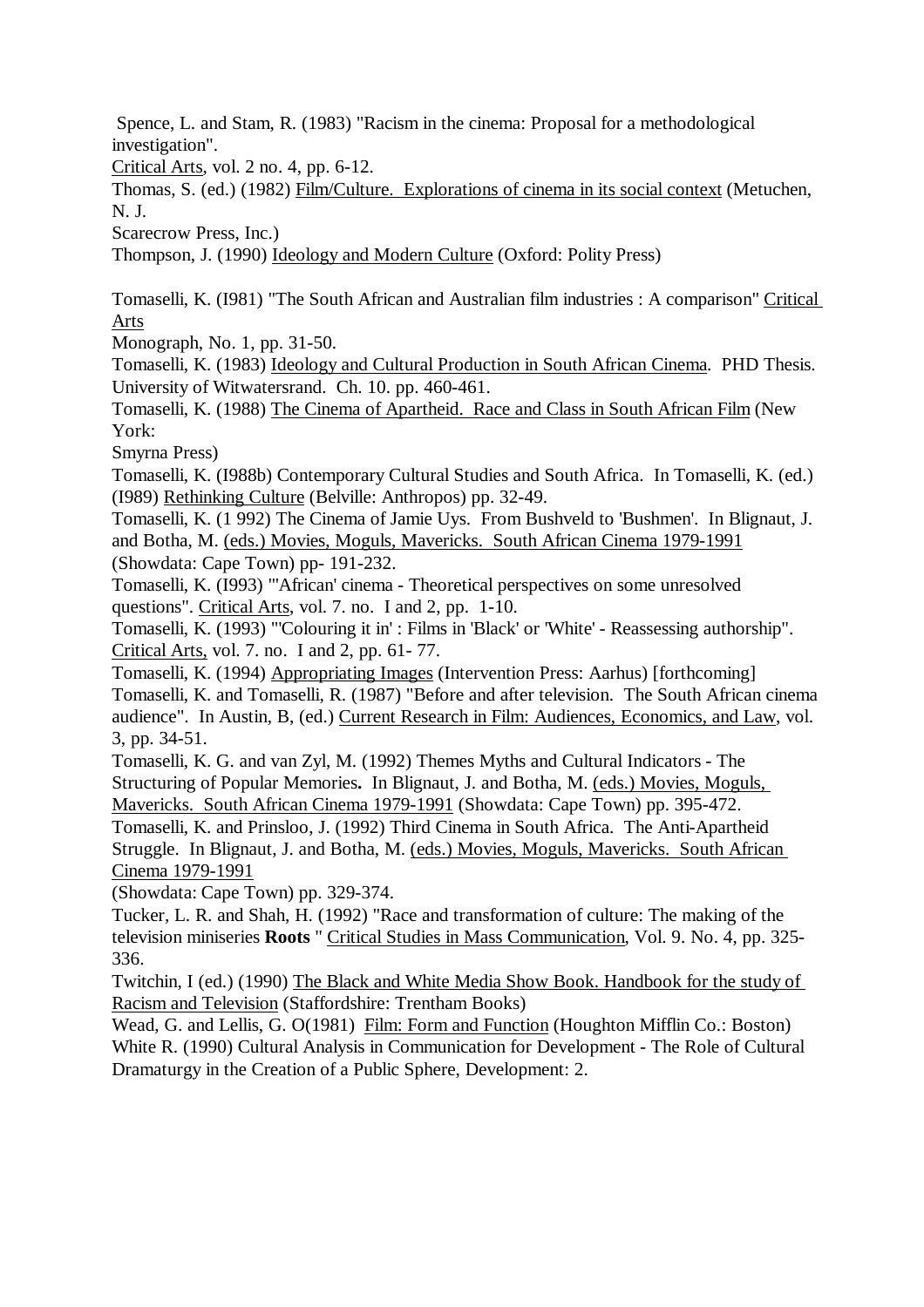Spence, L. and Stam, R. (1983) "Racism in the cinema: Proposal for a methodological investigation".
Critical Arts, vol. 2 no. 4, pp. 6-12.
Thomas, S. (ed.) (1982) Film/Culture. Explorations of cinema in its social context (Metuchen, N. J.
Scarecrow Press, Inc.)
Thompson, J. (1990) Ideology and Modern Culture (Oxford: Polity Press)

Tomaselli, K. (I981) "The South African and Australian film industries : A comparison" Critical Arts
Monograph, No. 1, pp. 31-50.
Tomaselli, K. (1983) Ideology and Cultural Production in South African Cinema. PHD Thesis. University of Witwatersrand. Ch. 10. pp. 460-461.
Tomaselli, K. (1988) The Cinema of Apartheid. Race and Class in South African Film (New York:
Smyrna Press)
Tomaselli, K. (I988b) Contemporary Cultural Studies and South Africa. In Tomaselli, K. (ed.) (I989) Rethinking Culture (Belville: Anthropos) pp. 32-49.
Tomaselli, K. (1 992) The Cinema of Jamie Uys. From Bushveld to 'Bushmen'. In Blignaut, J. and Botha, M. (eds.) Movies, Moguls, Mavericks. South African Cinema 1979-1991 (Showdata: Cape Town) pp- 191-232.
Tomaselli, K. (I993) "'African' cinema - Theoretical perspectives on some unresolved questions". Critical Arts, vol. 7. no. I and 2, pp. 1-10.
Tomaselli, K. (1993) "'Colouring it in' : Films in 'Black' or 'White' - Reassessing authorship". Critical Arts, vol. 7. no. I and 2, pp. 61- 77.
Tomaselli, K. (1994) Appropriating Images (Intervention Press: Aarhus) [forthcoming]
Tomaselli, K. and Tomaselli, R. (1987) "Before and after television. The South African cinema audience". In Austin, B, (ed.) Current Research in Film: Audiences, Economics, and Law, vol. 3, pp. 34-51.
Tomaselli, K. G. and van Zyl, M. (1992) Themes Myths and Cultural Indicators - The Structuring of Popular Memories**.** In Blignaut, J. and Botha, M. (eds.) Movies, Moguls, Mavericks. South African Cinema 1979-1991 (Showdata: Cape Town) pp. 395-472.
Tomaselli, K. and Prinsloo, J. (1992) Third Cinema in South Africa. The Anti-Apartheid Struggle. In Blignaut, J. and Botha, M. (eds.) Movies, Moguls, Mavericks. South African Cinema 1979-1991
(Showdata: Cape Town) pp. 329-374.
Tucker, L. R. and Shah, H. (1992) "Race and transformation of culture: The making of the television miniseries **Roots** " Critical Studies in Mass Communication, Vol. 9. No. 4, pp. 325-336.
Twitchin, I (ed.) (1990) The Black and White Media Show Book. Handbook for the study of Racism and Television (Staffordshire: Trentham Books)
Wead, G. and Lellis, G. O(1981) Film: Form and Function (Houghton Mifflin Co.: Boston)
White R. (1990) Cultural Analysis in Communication for Development - The Role of Cultural Dramaturgy in the Creation of a Public Sphere, Development: 2.